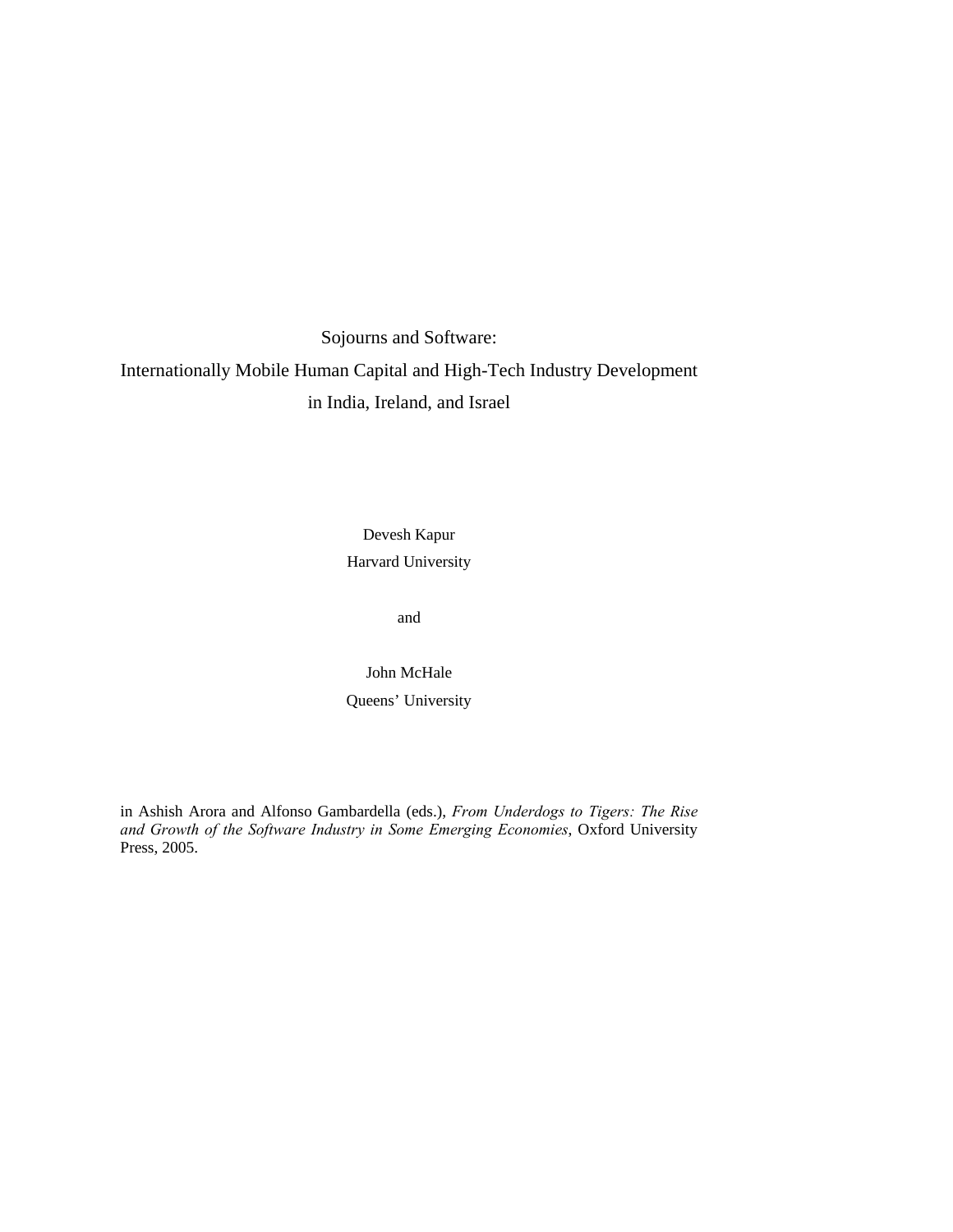# Sojourns and Software: Internationally Mobile Human Capital and High-Tech Industry Development in India, Ireland, and Israel

Devesh Kapur
Harvard University

and

John McHale
Queens' University

in Ashish Arora and Alfonso Gambardella (eds.), *From Underdogs to Tigers: The Rise and Growth of the Software Industry in Some Emerging Economies*, Oxford University Press, 2005.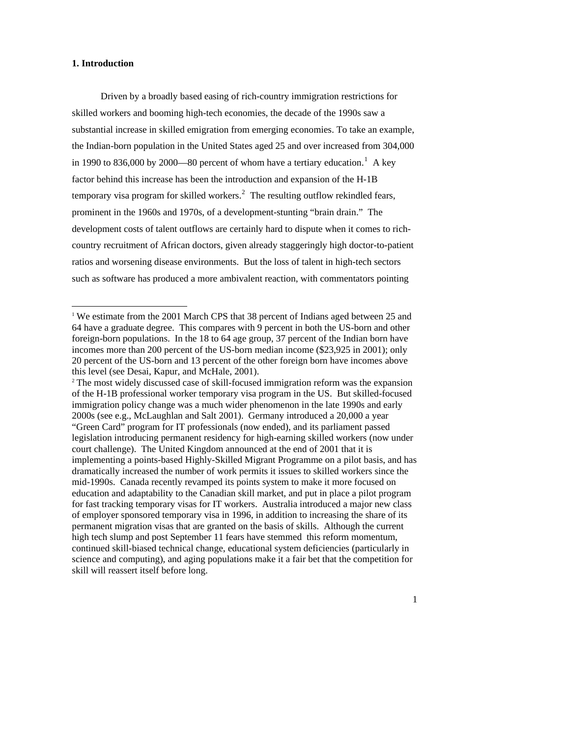## 1. Introduction

Driven by a broadly based easing of rich-country immigration restrictions for skilled workers and booming high-tech economies, the decade of the 1990s saw a substantial increase in skilled emigration from emerging economies. To take an example, the Indian-born population in the United States aged 25 and over increased from 304,000 in 1990 to 836,000 by 2000—80 percent of whom have a tertiary education.[1] A key factor behind this increase has been the introduction and expansion of the H-1B temporary visa program for skilled workers.[2] The resulting outflow rekindled fears, prominent in the 1960s and 1970s, of a development-stunting "brain drain." The development costs of talent outflows are certainly hard to dispute when it comes to rich-country recruitment of African doctors, given already staggeringly high doctor-to-patient ratios and worsening disease environments. But the loss of talent in high-tech sectors such as software has produced a more ambivalent reaction, with commentators pointing

---

[1] We estimate from the 2001 March CPS that 38 percent of Indians aged between 25 and 64 have a graduate degree. This compares with 9 percent in both the US-born and other foreign-born populations. In the 18 to 64 age group, 37 percent of the Indian born have incomes more than 200 percent of the US-born median income ($23,925 in 2001); only 20 percent of the US-born and 13 percent of the other foreign born have incomes above this level (see Desai, Kapur, and McHale, 2001).

[2] The most widely discussed case of skill-focused immigration reform was the expansion of the H-1B professional worker temporary visa program in the US. But skilled-focused immigration policy change was a much wider phenomenon in the late 1990s and early 2000s (see e.g., McLaughlan and Salt 2001). Germany introduced a 20,000 a year "Green Card" program for IT professionals (now ended), and its parliament passed legislation introducing permanent residency for high-earning skilled workers (now under court challenge). The United Kingdom announced at the end of 2001 that it is implementing a points-based Highly-Skilled Migrant Programme on a pilot basis, and has dramatically increased the number of work permits it issues to skilled workers since the mid-1990s. Canada recently revamped its points system to make it more focused on education and adaptability to the Canadian skill market, and put in place a pilot program for fast tracking temporary visas for IT workers. Australia introduced a major new class of employer sponsored temporary visa in 1996, in addition to increasing the share of its permanent migration visas that are granted on the basis of skills. Although the current high tech slump and post September 11 fears have stemmed this reform momentum, continued skill-biased technical change, educational system deficiencies (particularly in science and computing), and aging populations make it a fair bet that the competition for skill will reassert itself before long.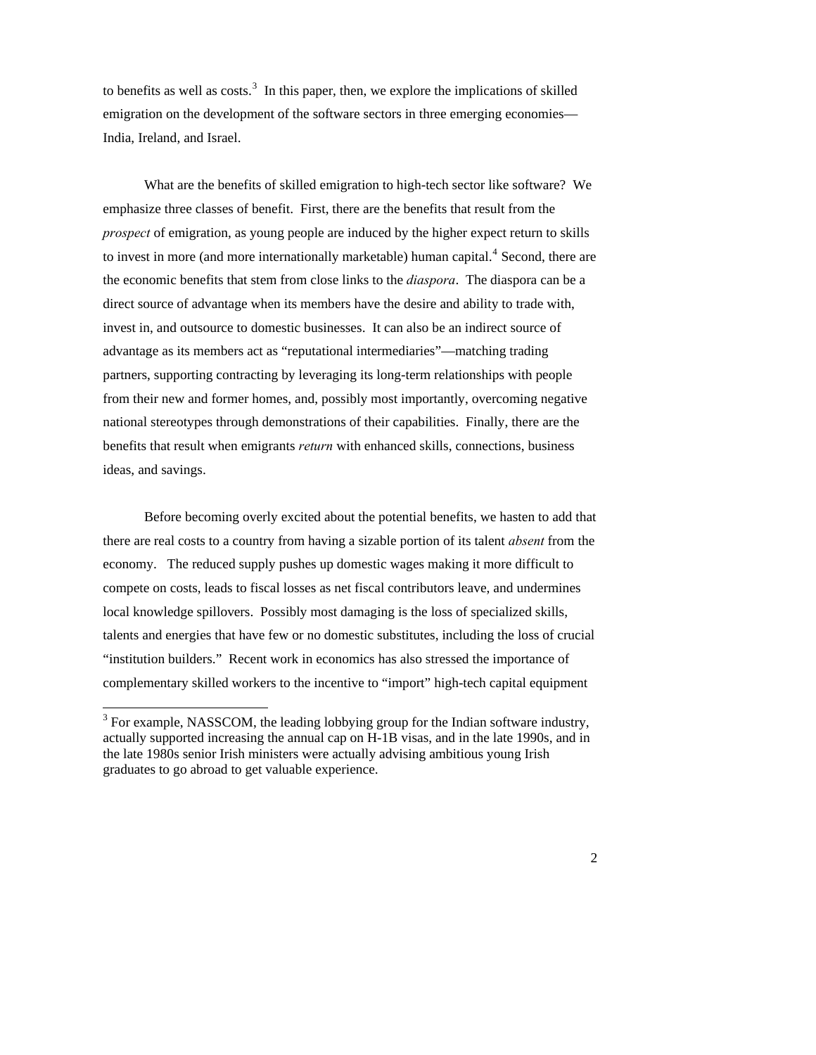to benefits as well as costs.[3] In this paper, then, we explore the implications of skilled emigration on the development of the software sectors in three emerging economies—India, Ireland, and Israel.

What are the benefits of skilled emigration to high-tech sector like software? We emphasize three classes of benefit. First, there are the benefits that result from the *prospect* of emigration, as young people are induced by the higher expect return to skills to invest in more (and more internationally marketable) human capital.[4] Second, there are the economic benefits that stem from close links to the *diaspora*. The diaspora can be a direct source of advantage when its members have the desire and ability to trade with, invest in, and outsource to domestic businesses. It can also be an indirect source of advantage as its members act as "reputational intermediaries"—matching trading partners, supporting contracting by leveraging its long-term relationships with people from their new and former homes, and, possibly most importantly, overcoming negative national stereotypes through demonstrations of their capabilities. Finally, there are the benefits that result when emigrants *return* with enhanced skills, connections, business ideas, and savings.

Before becoming overly excited about the potential benefits, we hasten to add that there are real costs to a country from having a sizable portion of its talent *absent* from the economy. The reduced supply pushes up domestic wages making it more difficult to compete on costs, leads to fiscal losses as net fiscal contributors leave, and undermines local knowledge spillovers. Possibly most damaging is the loss of specialized skills, talents and energies that have few or no domestic substitutes, including the loss of crucial "institution builders." Recent work in economics has also stressed the importance of complementary skilled workers to the incentive to "import" high-tech capital equipment

[3] For example, NASSCOM, the leading lobbying group for the Indian software industry, actually supported increasing the annual cap on H-1B visas, and in the late 1990s, and in the late 1980s senior Irish ministers were actually advising ambitious young Irish graduates to go abroad to get valuable experience.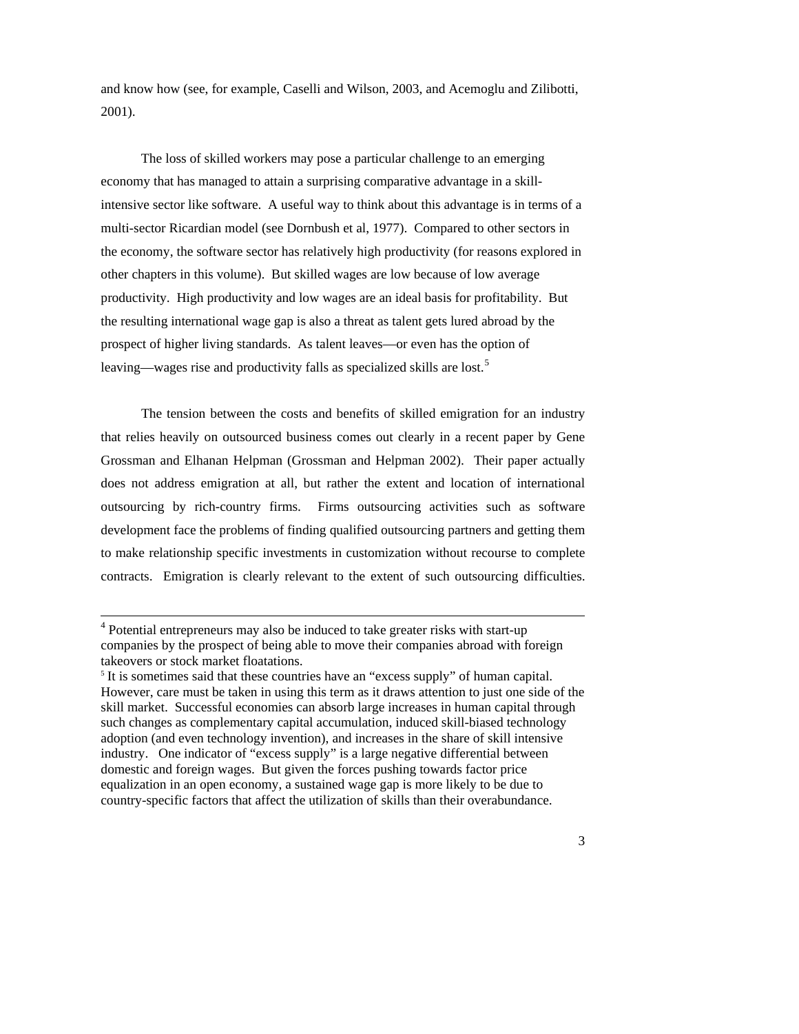and know how (see, for example, Caselli and Wilson, 2003, and Acemoglu and Zilibotti, 2001).

The loss of skilled workers may pose a particular challenge to an emerging economy that has managed to attain a surprising comparative advantage in a skill-intensive sector like software. A useful way to think about this advantage is in terms of a multi-sector Ricardian model (see Dornbush et al, 1977). Compared to other sectors in the economy, the software sector has relatively high productivity (for reasons explored in other chapters in this volume). But skilled wages are low because of low average productivity. High productivity and low wages are an ideal basis for profitability. But the resulting international wage gap is also a threat as talent gets lured abroad by the prospect of higher living standards. As talent leaves—or even has the option of leaving—wages rise and productivity falls as specialized skills are lost.[5]

The tension between the costs and benefits of skilled emigration for an industry that relies heavily on outsourced business comes out clearly in a recent paper by Gene Grossman and Elhanan Helpman (Grossman and Helpman 2002). Their paper actually does not address emigration at all, but rather the extent and location of international outsourcing by rich-country firms. Firms outsourcing activities such as software development face the problems of finding qualified outsourcing partners and getting them to make relationship specific investments in customization without recourse to complete contracts. Emigration is clearly relevant to the extent of such outsourcing difficulties.

---

[4] Potential entrepreneurs may also be induced to take greater risks with start-up companies by the prospect of being able to move their companies abroad with foreign takeovers or stock market floatations.

[5] It is sometimes said that these countries have an "excess supply" of human capital. However, care must be taken in using this term as it draws attention to just one side of the skill market. Successful economies can absorb large increases in human capital through such changes as complementary capital accumulation, induced skill-biased technology adoption (and even technology invention), and increases in the share of skill intensive industry. One indicator of "excess supply" is a large negative differential between domestic and foreign wages. But given the forces pushing towards factor price equalization in an open economy, a sustained wage gap is more likely to be due to country-specific factors that affect the utilization of skills than their overabundance.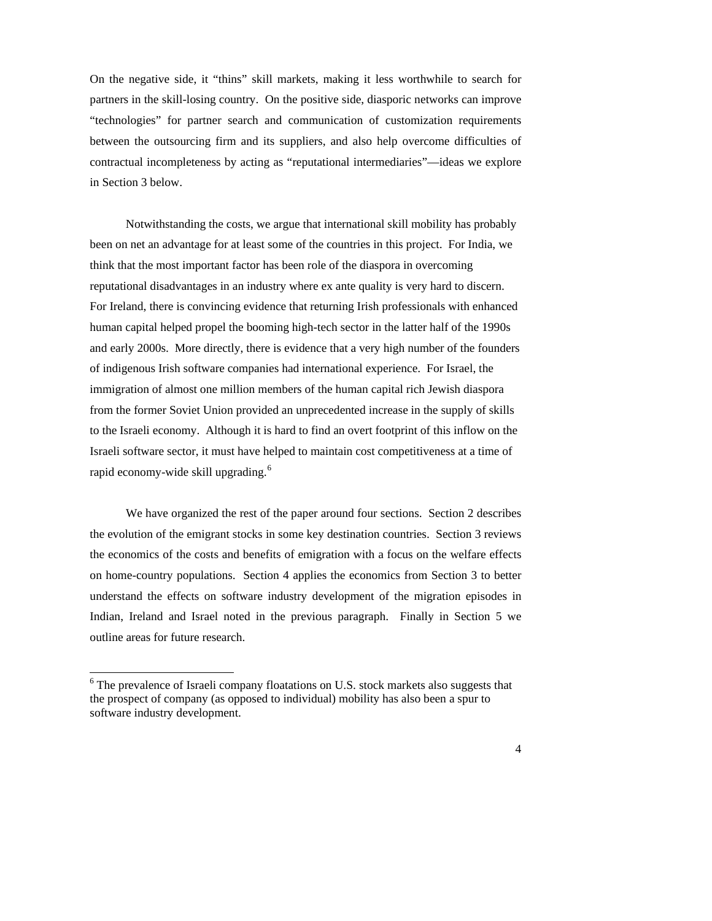On the negative side, it "thins" skill markets, making it less worthwhile to search for partners in the skill-losing country. On the positive side, diasporic networks can improve "technologies" for partner search and communication of customization requirements between the outsourcing firm and its suppliers, and also help overcome difficulties of contractual incompleteness by acting as "reputational intermediaries"—ideas we explore in Section 3 below.

Notwithstanding the costs, we argue that international skill mobility has probably been on net an advantage for at least some of the countries in this project. For India, we think that the most important factor has been role of the diaspora in overcoming reputational disadvantages in an industry where ex ante quality is very hard to discern. For Ireland, there is convincing evidence that returning Irish professionals with enhanced human capital helped propel the booming high-tech sector in the latter half of the 1990s and early 2000s. More directly, there is evidence that a very high number of the founders of indigenous Irish software companies had international experience. For Israel, the immigration of almost one million members of the human capital rich Jewish diaspora from the former Soviet Union provided an unprecedented increase in the supply of skills to the Israeli economy. Although it is hard to find an overt footprint of this inflow on the Israeli software sector, it must have helped to maintain cost competitiveness at a time of rapid economy-wide skill upgrading.[6]

We have organized the rest of the paper around four sections. Section 2 describes the evolution of the emigrant stocks in some key destination countries. Section 3 reviews the economics of the costs and benefits of emigration with a focus on the welfare effects on home-country populations. Section 4 applies the economics from Section 3 to better understand the effects on software industry development of the migration episodes in Indian, Ireland and Israel noted in the previous paragraph. Finally in Section 5 we outline areas for future research.

---

[6] The prevalence of Israeli company floatations on U.S. stock markets also suggests that the prospect of company (as opposed to individual) mobility has also been a spur to software industry development.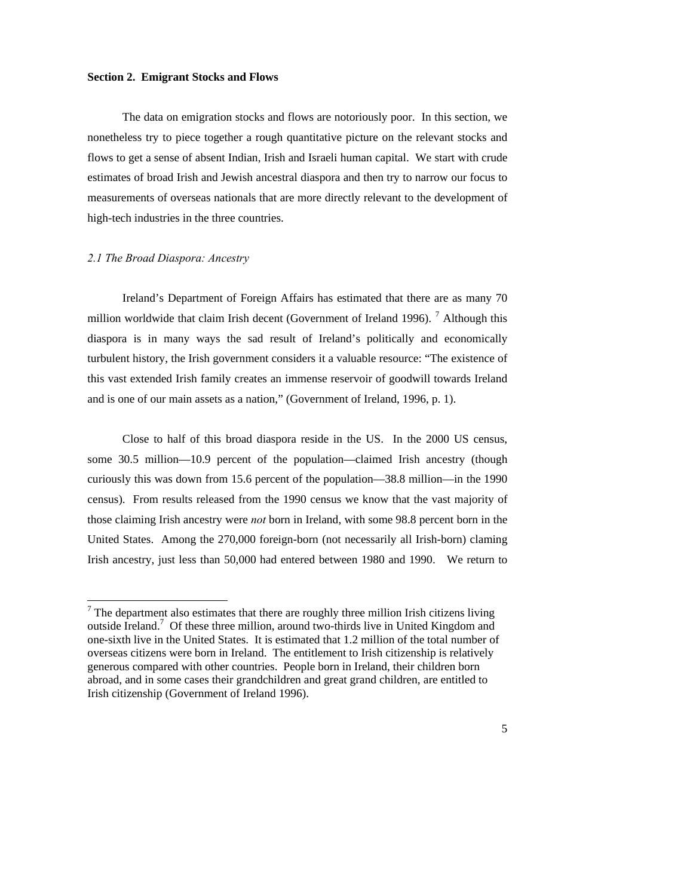## Section 2. Emigrant Stocks and Flows

The data on emigration stocks and flows are notoriously poor. In this section, we nonetheless try to piece together a rough quantitative picture on the relevant stocks and flows to get a sense of absent Indian, Irish and Israeli human capital. We start with crude estimates of broad Irish and Jewish ancestral diaspora and then try to narrow our focus to measurements of overseas nationals that are more directly relevant to the development of high-tech industries in the three countries.

### *2.1 The Broad Diaspora: Ancestry*

Ireland's Department of Foreign Affairs has estimated that there are as many 70 million worldwide that claim Irish decent (Government of Ireland 1996). [7] Although this diaspora is in many ways the sad result of Ireland's politically and economically turbulent history, the Irish government considers it a valuable resource: "The existence of this vast extended Irish family creates an immense reservoir of goodwill towards Ireland and is one of our main assets as a nation," (Government of Ireland, 1996, p. 1).

Close to half of this broad diaspora reside in the US. In the 2000 US census, some 30.5 million—10.9 percent of the population—claimed Irish ancestry (though curiously this was down from 15.6 percent of the population—38.8 million—in the 1990 census). From results released from the 1990 census we know that the vast majority of those claiming Irish ancestry were *not* born in Ireland, with some 98.8 percent born in the United States. Among the 270,000 foreign-born (not necessarily all Irish-born) claming Irish ancestry, just less than 50,000 had entered between 1980 and 1990. We return to

[7] The department also estimates that there are roughly three million Irish citizens living outside Ireland.[7] Of these three million, around two-thirds live in United Kingdom and one-sixth live in the United States. It is estimated that 1.2 million of the total number of overseas citizens were born in Ireland. The entitlement to Irish citizenship is relatively generous compared with other countries. People born in Ireland, their children born abroad, and in some cases their grandchildren and great grand children, are entitled to Irish citizenship (Government of Ireland 1996).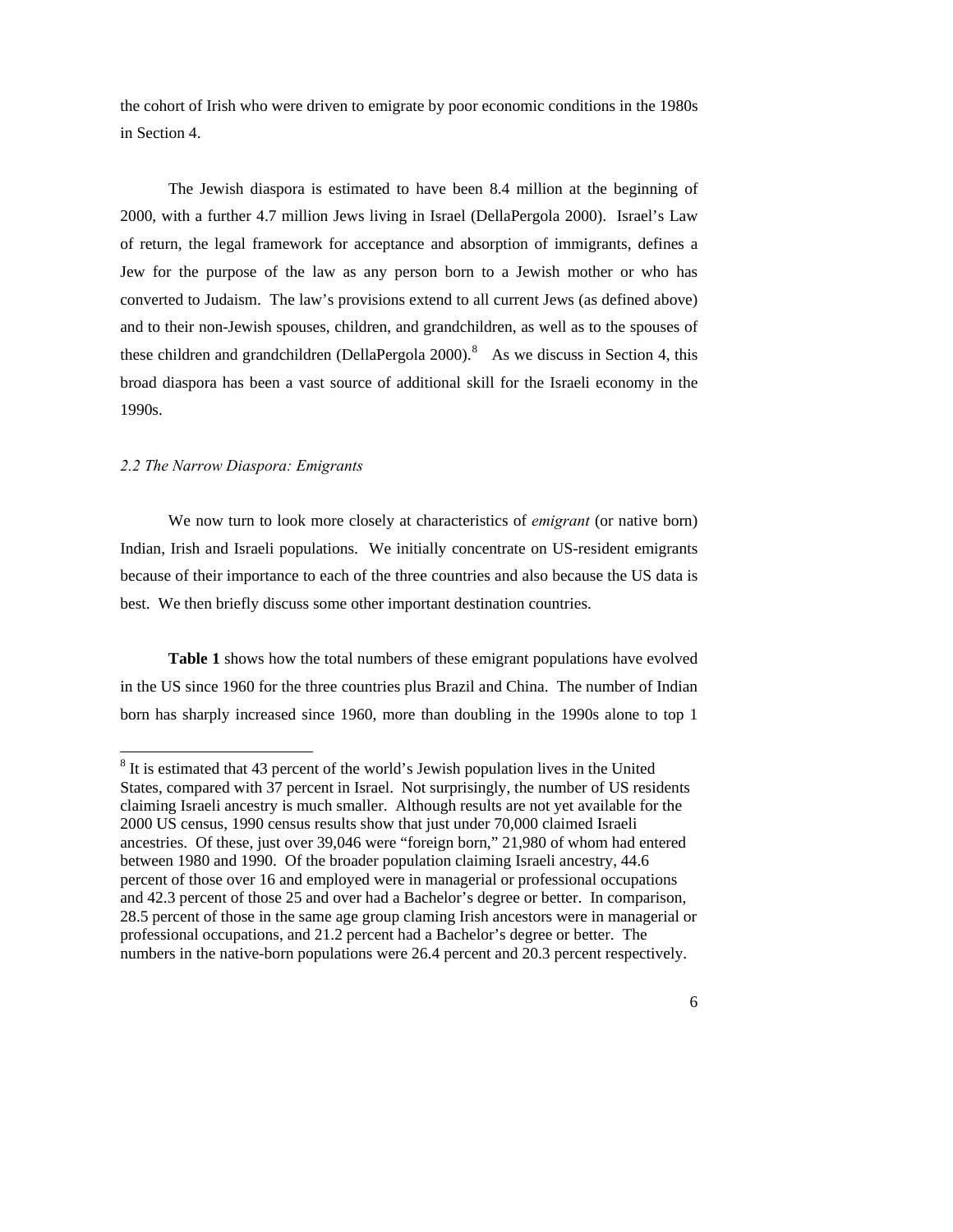the cohort of Irish who were driven to emigrate by poor economic conditions in the 1980s in Section 4.

The Jewish diaspora is estimated to have been 8.4 million at the beginning of 2000, with a further 4.7 million Jews living in Israel (DellaPergola 2000). Israel's Law of return, the legal framework for acceptance and absorption of immigrants, defines a Jew for the purpose of the law as any person born to a Jewish mother or who has converted to Judaism. The law's provisions extend to all current Jews (as defined above) and to their non-Jewish spouses, children, and grandchildren, as well as to the spouses of these children and grandchildren (DellaPergola 2000).[8] As we discuss in Section 4, this broad diaspora has been a vast source of additional skill for the Israeli economy in the 1990s.

### *2.2 The Narrow Diaspora: Emigrants*

We now turn to look more closely at characteristics of *emigrant* (or native born) Indian, Irish and Israeli populations. We initially concentrate on US-resident emigrants because of their importance to each of the three countries and also because the US data is best. We then briefly discuss some other important destination countries.

**Table 1** shows how the total numbers of these emigrant populations have evolved in the US since 1960 for the three countries plus Brazil and China. The number of Indian born has sharply increased since 1960, more than doubling in the 1990s alone to top 1

---

[8] It is estimated that 43 percent of the world's Jewish population lives in the United States, compared with 37 percent in Israel. Not surprisingly, the number of US residents claiming Israeli ancestry is much smaller. Although results are not yet available for the 2000 US census, 1990 census results show that just under 70,000 claimed Israeli ancestries. Of these, just over 39,046 were "foreign born," 21,980 of whom had entered between 1980 and 1990. Of the broader population claiming Israeli ancestry, 44.6 percent of those over 16 and employed were in managerial or professional occupations and 42.3 percent of those 25 and over had a Bachelor's degree or better. In comparison, 28.5 percent of those in the same age group claming Irish ancestors were in managerial or professional occupations, and 21.2 percent had a Bachelor's degree or better. The numbers in the native-born populations were 26.4 percent and 20.3 percent respectively.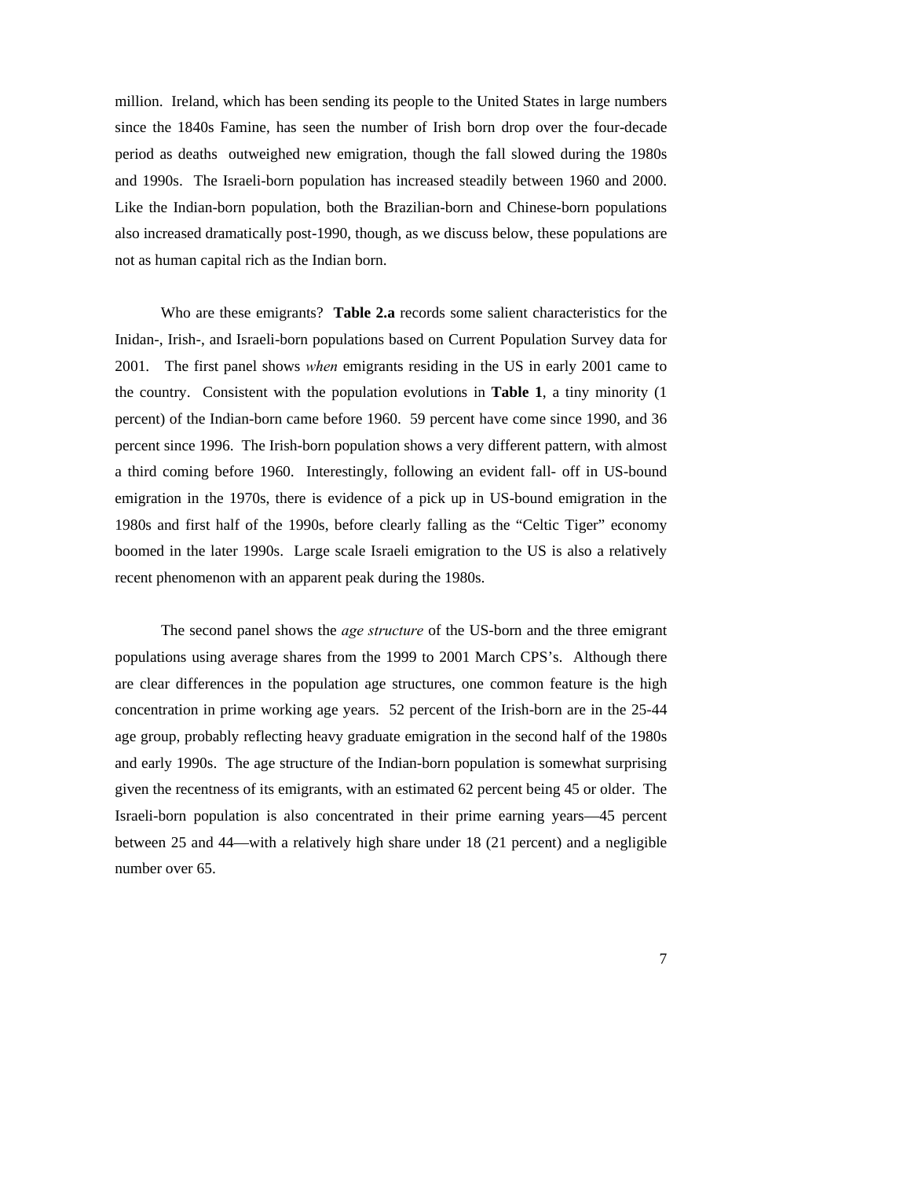million. Ireland, which has been sending its people to the United States in large numbers since the 1840s Famine, has seen the number of Irish born drop over the four-decade period as deaths outweighed new emigration, though the fall slowed during the 1980s and 1990s. The Israeli-born population has increased steadily between 1960 and 2000. Like the Indian-born population, both the Brazilian-born and Chinese-born populations also increased dramatically post-1990, though, as we discuss below, these populations are not as human capital rich as the Indian born.

Who are these emigrants? **Table 2.a** records some salient characteristics for the Inidan-, Irish-, and Israeli-born populations based on Current Population Survey data for 2001. The first panel shows *when* emigrants residing in the US in early 2001 came to the country. Consistent with the population evolutions in **Table 1**, a tiny minority (1 percent) of the Indian-born came before 1960. 59 percent have come since 1990, and 36 percent since 1996. The Irish-born population shows a very different pattern, with almost a third coming before 1960. Interestingly, following an evident fall- off in US-bound emigration in the 1970s, there is evidence of a pick up in US-bound emigration in the 1980s and first half of the 1990s, before clearly falling as the "Celtic Tiger" economy boomed in the later 1990s. Large scale Israeli emigration to the US is also a relatively recent phenomenon with an apparent peak during the 1980s.

The second panel shows the *age structure* of the US-born and the three emigrant populations using average shares from the 1999 to 2001 March CPS's. Although there are clear differences in the population age structures, one common feature is the high concentration in prime working age years. 52 percent of the Irish-born are in the 25-44 age group, probably reflecting heavy graduate emigration in the second half of the 1980s and early 1990s. The age structure of the Indian-born population is somewhat surprising given the recentness of its emigrants, with an estimated 62 percent being 45 or older. The Israeli-born population is also concentrated in their prime earning years—45 percent between 25 and 44—with a relatively high share under 18 (21 percent) and a negligible number over 65.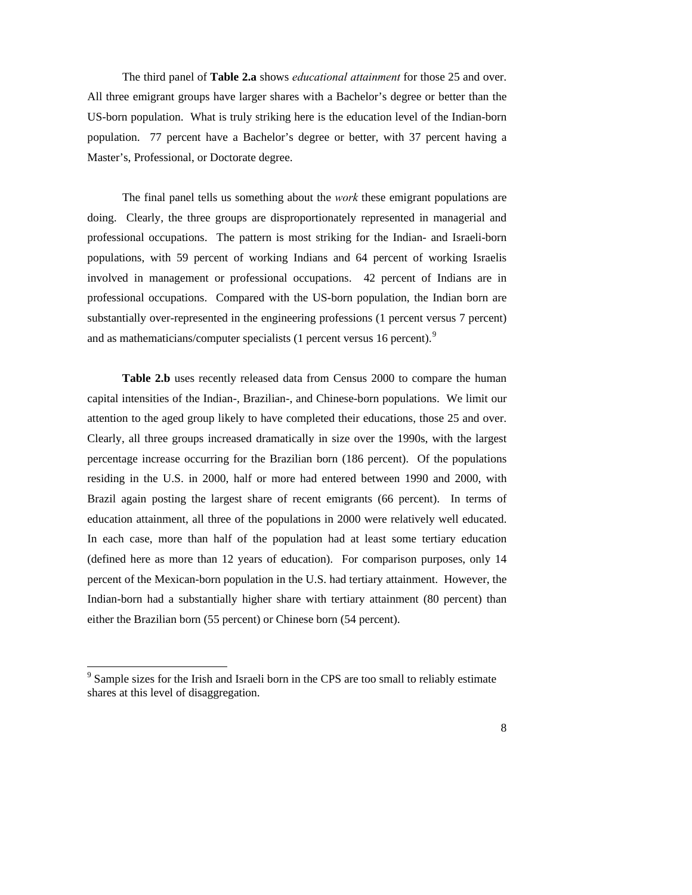The third panel of **Table 2.a** shows *educational attainment* for those 25 and over. All three emigrant groups have larger shares with a Bachelor's degree or better than the US-born population. What is truly striking here is the education level of the Indian-born population. 77 percent have a Bachelor's degree or better, with 37 percent having a Master's, Professional, or Doctorate degree.

The final panel tells us something about the *work* these emigrant populations are doing. Clearly, the three groups are disproportionately represented in managerial and professional occupations. The pattern is most striking for the Indian- and Israeli-born populations, with 59 percent of working Indians and 64 percent of working Israelis involved in management or professional occupations. 42 percent of Indians are in professional occupations. Compared with the US-born population, the Indian born are substantially over-represented in the engineering professions (1 percent versus 7 percent) and as mathematicians/computer specialists (1 percent versus 16 percent).[9]

**Table 2.b** uses recently released data from Census 2000 to compare the human capital intensities of the Indian-, Brazilian-, and Chinese-born populations. We limit our attention to the aged group likely to have completed their educations, those 25 and over. Clearly, all three groups increased dramatically in size over the 1990s, with the largest percentage increase occurring for the Brazilian born (186 percent). Of the populations residing in the U.S. in 2000, half or more had entered between 1990 and 2000, with Brazil again posting the largest share of recent emigrants (66 percent). In terms of education attainment, all three of the populations in 2000 were relatively well educated. In each case, more than half of the population had at least some tertiary education (defined here as more than 12 years of education). For comparison purposes, only 14 percent of the Mexican-born population in the U.S. had tertiary attainment. However, the Indian-born had a substantially higher share with tertiary attainment (80 percent) than either the Brazilian born (55 percent) or Chinese born (54 percent).

---

[9] Sample sizes for the Irish and Israeli born in the CPS are too small to reliably estimate shares at this level of disaggregation.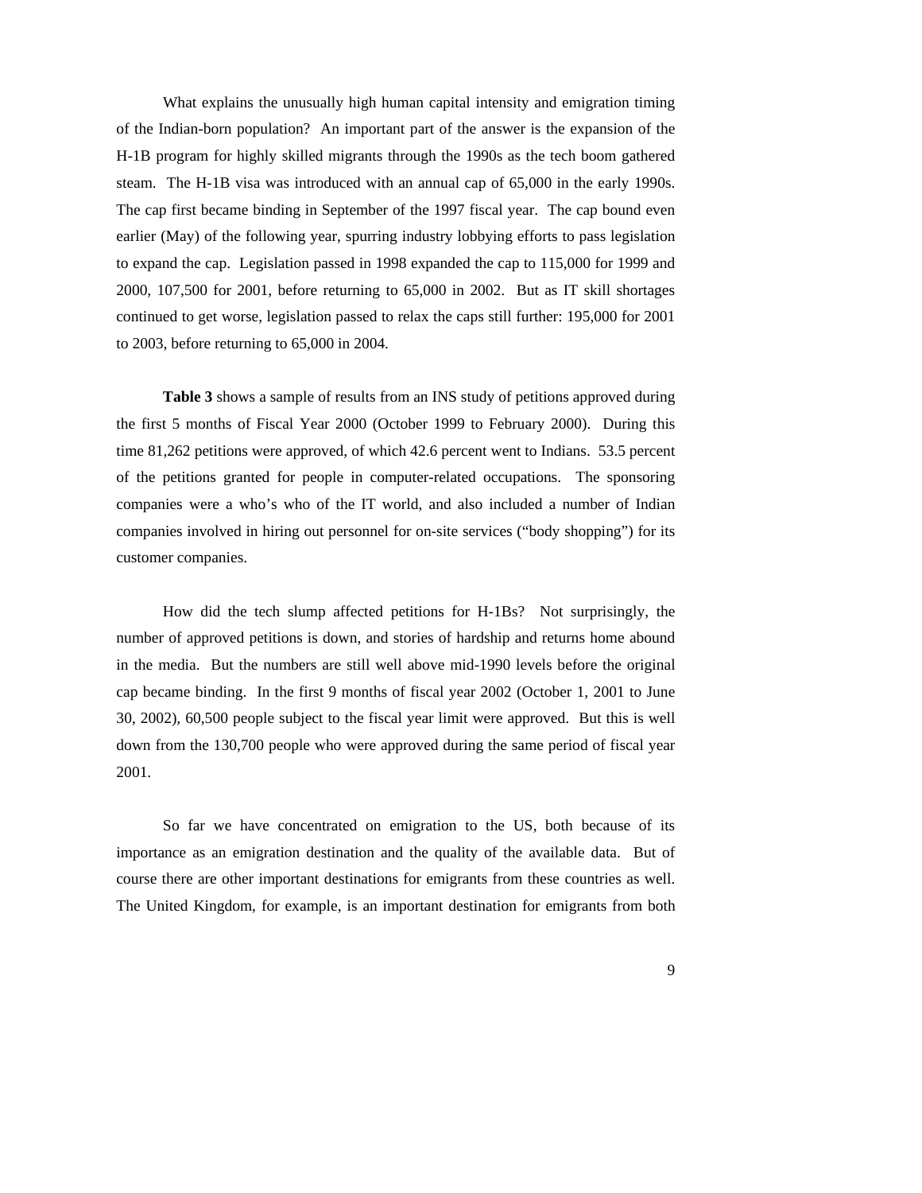What explains the unusually high human capital intensity and emigration timing of the Indian-born population? An important part of the answer is the expansion of the H-1B program for highly skilled migrants through the 1990s as the tech boom gathered steam. The H-1B visa was introduced with an annual cap of 65,000 in the early 1990s. The cap first became binding in September of the 1997 fiscal year. The cap bound even earlier (May) of the following year, spurring industry lobbying efforts to pass legislation to expand the cap. Legislation passed in 1998 expanded the cap to 115,000 for 1999 and 2000, 107,500 for 2001, before returning to 65,000 in 2002. But as IT skill shortages continued to get worse, legislation passed to relax the caps still further: 195,000 for 2001 to 2003, before returning to 65,000 in 2004.

**Table 3** shows a sample of results from an INS study of petitions approved during the first 5 months of Fiscal Year 2000 (October 1999 to February 2000). During this time 81,262 petitions were approved, of which 42.6 percent went to Indians. 53.5 percent of the petitions granted for people in computer-related occupations. The sponsoring companies were a who's who of the IT world, and also included a number of Indian companies involved in hiring out personnel for on-site services ("body shopping") for its customer companies.

How did the tech slump affected petitions for H-1Bs? Not surprisingly, the number of approved petitions is down, and stories of hardship and returns home abound in the media. But the numbers are still well above mid-1990 levels before the original cap became binding. In the first 9 months of fiscal year 2002 (October 1, 2001 to June 30, 2002), 60,500 people subject to the fiscal year limit were approved. But this is well down from the 130,700 people who were approved during the same period of fiscal year 2001.

So far we have concentrated on emigration to the US, both because of its importance as an emigration destination and the quality of the available data. But of course there are other important destinations for emigrants from these countries as well. The United Kingdom, for example, is an important destination for emigrants from both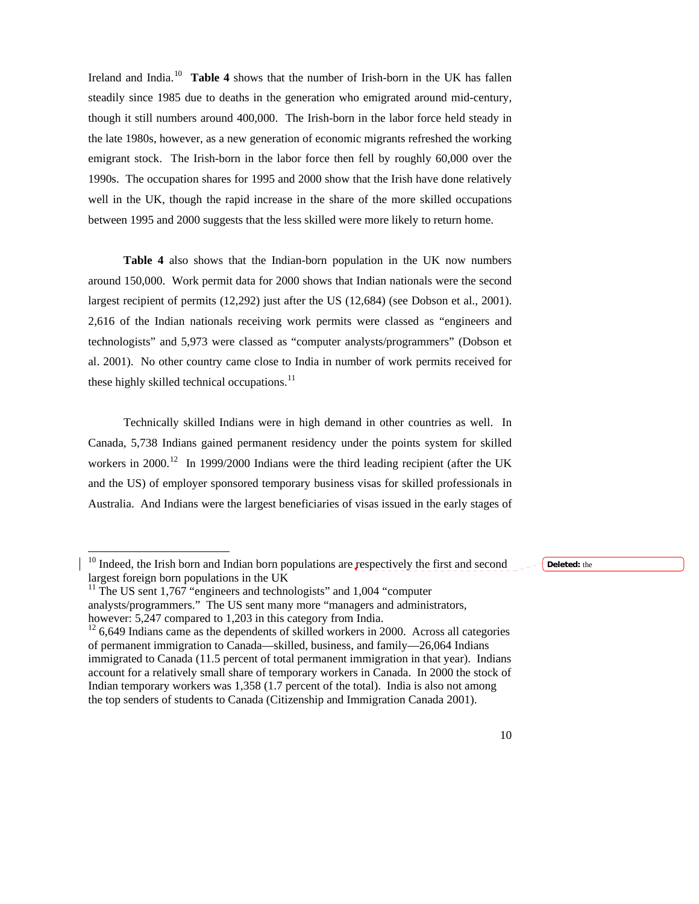Ireland and India.[10] **Table 4** shows that the number of Irish-born in the UK has fallen steadily since 1985 due to deaths in the generation who emigrated around mid-century, though it still numbers around 400,000. The Irish-born in the labor force held steady in the late 1980s, however, as a new generation of economic migrants refreshed the working emigrant stock. The Irish-born in the labor force then fell by roughly 60,000 over the 1990s. The occupation shares for 1995 and 2000 show that the Irish have done relatively well in the UK, though the rapid increase in the share of the more skilled occupations between 1995 and 2000 suggests that the less skilled were more likely to return home.

**Table 4** also shows that the Indian-born population in the UK now numbers around 150,000. Work permit data for 2000 shows that Indian nationals were the second largest recipient of permits (12,292) just after the US (12,684) (see Dobson et al., 2001). 2,616 of the Indian nationals receiving work permits were classed as "engineers and technologists" and 5,973 were classed as "computer analysts/programmers" (Dobson et al. 2001). No other country came close to India in number of work permits received for these highly skilled technical occupations.[11]

Technically skilled Indians were in high demand in other countries as well. In Canada, 5,738 Indians gained permanent residency under the points system for skilled workers in 2000.[12] In 1999/2000 Indians were the third leading recipient (after the UK and the US) of employer sponsored temporary business visas for skilled professionals in Australia. And Indians were the largest beneficiaries of visas issued in the early stages of

---

[10] Indeed, the Irish born and Indian born populations are respectively the first and second largest foreign born populations in the UK

[11] The US sent 1,767 "engineers and technologists" and 1,004 "computer analysts/programmers." The US sent many more "managers and administrators, however: 5,247 compared to 1,203 in this category from India.

[12] 6,649 Indians came as the dependents of skilled workers in 2000. Across all categories of permanent immigration to Canada—skilled, business, and family—26,064 Indians immigrated to Canada (11.5 percent of total permanent immigration in that year). Indians account for a relatively small share of temporary workers in Canada. In 2000 the stock of Indian temporary workers was 1,358 (1.7 percent of the total). India is also not among the top senders of students to Canada (Citizenship and Immigration Canada 2001).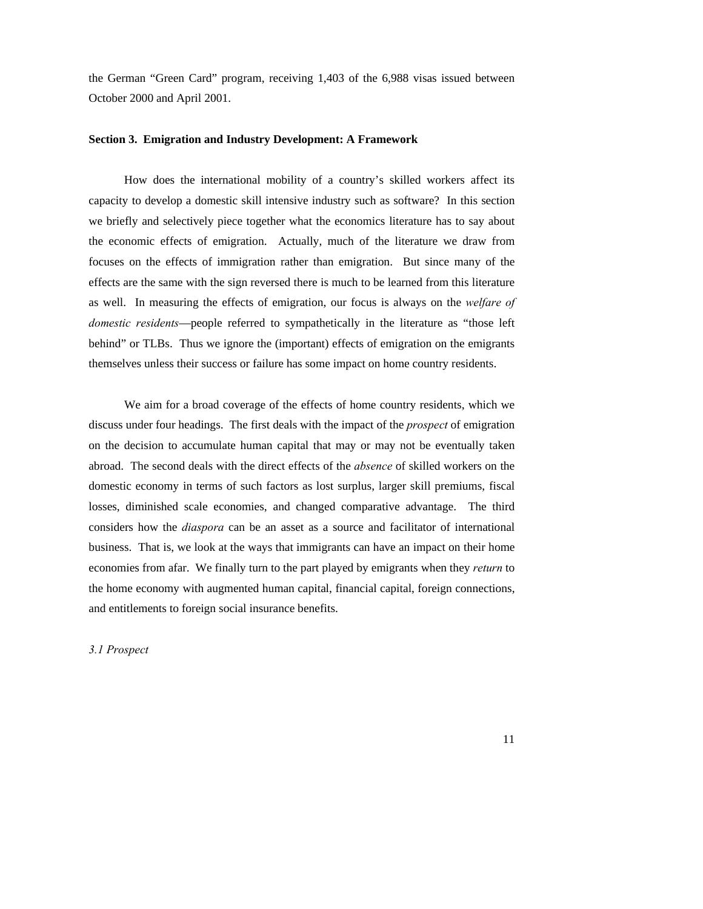the German "Green Card" program, receiving 1,403 of the 6,988 visas issued between October 2000 and April 2001.

## Section 3. Emigration and Industry Development: A Framework

How does the international mobility of a country's skilled workers affect its capacity to develop a domestic skill intensive industry such as software? In this section we briefly and selectively piece together what the economics literature has to say about the economic effects of emigration. Actually, much of the literature we draw from focuses on the effects of immigration rather than emigration. But since many of the effects are the same with the sign reversed there is much to be learned from this literature as well. In measuring the effects of emigration, our focus is always on the *welfare of domestic residents*—people referred to sympathetically in the literature as "those left behind" or TLBs. Thus we ignore the (important) effects of emigration on the emigrants themselves unless their success or failure has some impact on home country residents.

We aim for a broad coverage of the effects of home country residents, which we discuss under four headings. The first deals with the impact of the *prospect* of emigration on the decision to accumulate human capital that may or may not be eventually taken abroad. The second deals with the direct effects of the *absence* of skilled workers on the domestic economy in terms of such factors as lost surplus, larger skill premiums, fiscal losses, diminished scale economies, and changed comparative advantage. The third considers how the *diaspora* can be an asset as a source and facilitator of international business. That is, we look at the ways that immigrants can have an impact on their home economies from afar. We finally turn to the part played by emigrants when they *return* to the home economy with augmented human capital, financial capital, foreign connections, and entitlements to foreign social insurance benefits.

### *3.1 Prospect*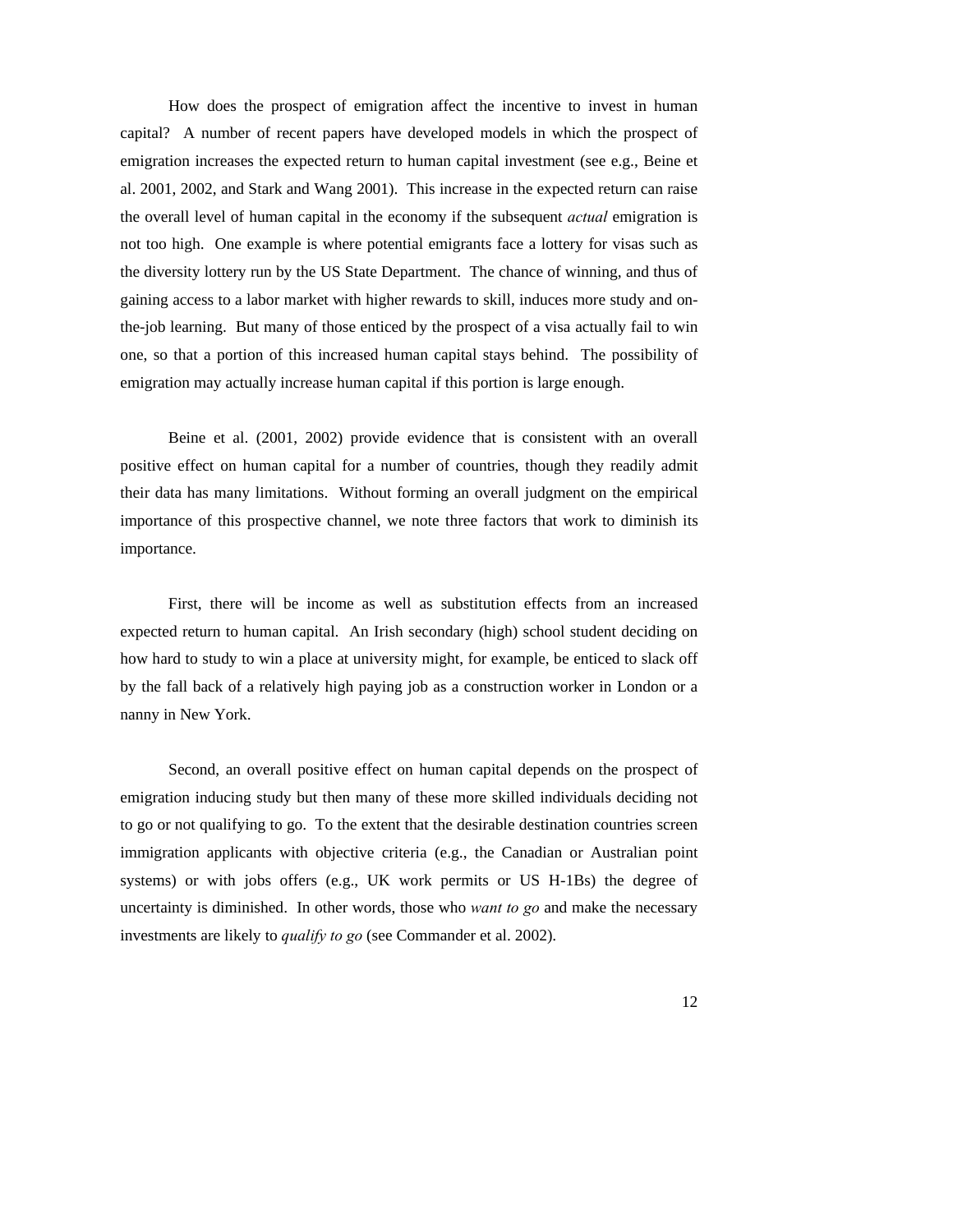How does the prospect of emigration affect the incentive to invest in human capital? A number of recent papers have developed models in which the prospect of emigration increases the expected return to human capital investment (see e.g., Beine et al. 2001, 2002, and Stark and Wang 2001). This increase in the expected return can raise the overall level of human capital in the economy if the subsequent *actual* emigration is not too high. One example is where potential emigrants face a lottery for visas such as the diversity lottery run by the US State Department. The chance of winning, and thus of gaining access to a labor market with higher rewards to skill, induces more study and on-the-job learning. But many of those enticed by the prospect of a visa actually fail to win one, so that a portion of this increased human capital stays behind. The possibility of emigration may actually increase human capital if this portion is large enough.

Beine et al. (2001, 2002) provide evidence that is consistent with an overall positive effect on human capital for a number of countries, though they readily admit their data has many limitations. Without forming an overall judgment on the empirical importance of this prospective channel, we note three factors that work to diminish its importance.

First, there will be income as well as substitution effects from an increased expected return to human capital. An Irish secondary (high) school student deciding on how hard to study to win a place at university might, for example, be enticed to slack off by the fall back of a relatively high paying job as a construction worker in London or a nanny in New York.

Second, an overall positive effect on human capital depends on the prospect of emigration inducing study but then many of these more skilled individuals deciding not to go or not qualifying to go. To the extent that the desirable destination countries screen immigration applicants with objective criteria (e.g., the Canadian or Australian point systems) or with jobs offers (e.g., UK work permits or US H-1Bs) the degree of uncertainty is diminished. In other words, those who *want to go* and make the necessary investments are likely to *qualify to go* (see Commander et al. 2002).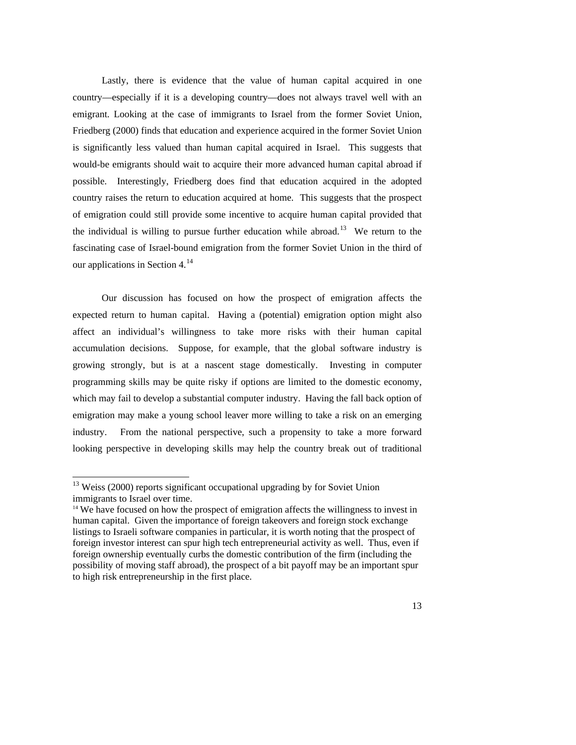Lastly, there is evidence that the value of human capital acquired in one country—especially if it is a developing country—does not always travel well with an emigrant. Looking at the case of immigrants to Israel from the former Soviet Union, Friedberg (2000) finds that education and experience acquired in the former Soviet Union is significantly less valued than human capital acquired in Israel. This suggests that would-be emigrants should wait to acquire their more advanced human capital abroad if possible. Interestingly, Friedberg does find that education acquired in the adopted country raises the return to education acquired at home. This suggests that the prospect of emigration could still provide some incentive to acquire human capital provided that the individual is willing to pursue further education while abroad.[13] We return to the fascinating case of Israel-bound emigration from the former Soviet Union in the third of our applications in Section 4.[14]

Our discussion has focused on how the prospect of emigration affects the expected return to human capital. Having a (potential) emigration option might also affect an individual's willingness to take more risks with their human capital accumulation decisions. Suppose, for example, that the global software industry is growing strongly, but is at a nascent stage domestically. Investing in computer programming skills may be quite risky if options are limited to the domestic economy, which may fail to develop a substantial computer industry. Having the fall back option of emigration may make a young school leaver more willing to take a risk on an emerging industry. From the national perspective, such a propensity to take a more forward looking perspective in developing skills may help the country break out of traditional

[13] Weiss (2000) reports significant occupational upgrading by for Soviet Union immigrants to Israel over time.

[14] We have focused on how the prospect of emigration affects the willingness to invest in human capital. Given the importance of foreign takeovers and foreign stock exchange listings to Israeli software companies in particular, it is worth noting that the prospect of foreign investor interest can spur high tech entrepreneurial activity as well. Thus, even if foreign ownership eventually curbs the domestic contribution of the firm (including the possibility of moving staff abroad), the prospect of a bit payoff may be an important spur to high risk entrepreneurship in the first place.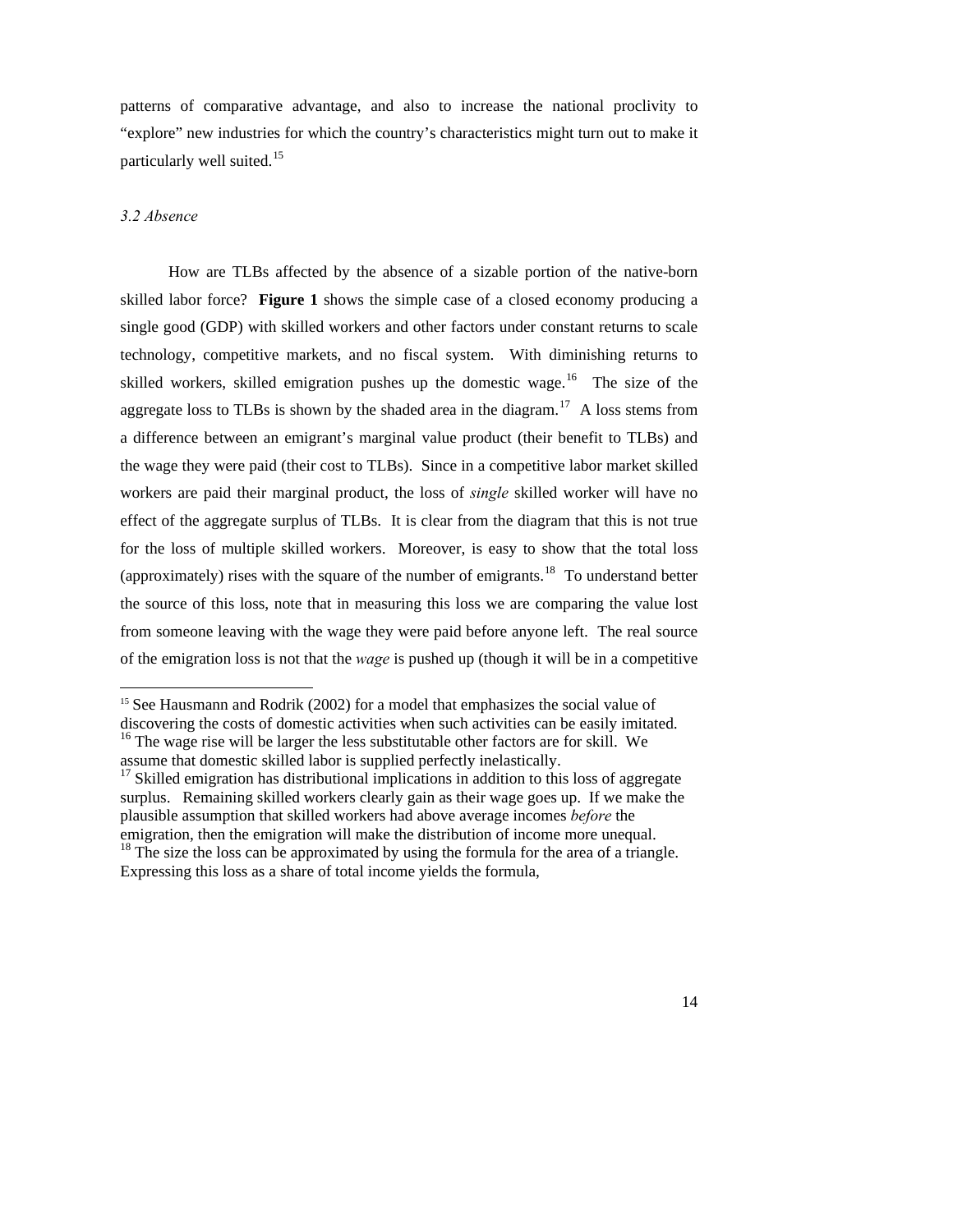patterns of comparative advantage, and also to increase the national proclivity to "explore" new industries for which the country's characteristics might turn out to make it particularly well suited.[15]

### *3.2 Absence*

How are TLBs affected by the absence of a sizable portion of the native-born skilled labor force? **Figure 1** shows the simple case of a closed economy producing a single good (GDP) with skilled workers and other factors under constant returns to scale technology, competitive markets, and no fiscal system. With diminishing returns to skilled workers, skilled emigration pushes up the domestic wage.[16] The size of the aggregate loss to TLBs is shown by the shaded area in the diagram.[17] A loss stems from a difference between an emigrant's marginal value product (their benefit to TLBs) and the wage they were paid (their cost to TLBs). Since in a competitive labor market skilled workers are paid their marginal product, the loss of *single* skilled worker will have no effect of the aggregate surplus of TLBs. It is clear from the diagram that this is not true for the loss of multiple skilled workers. Moreover, is easy to show that the total loss (approximately) rises with the square of the number of emigrants.[18] To understand better the source of this loss, note that in measuring this loss we are comparing the value lost from someone leaving with the wage they were paid before anyone left. The real source of the emigration loss is not that the *wage* is pushed up (though it will be in a competitive

---

[15] See Hausmann and Rodrik (2002) for a model that emphasizes the social value of discovering the costs of domestic activities when such activities can be easily imitated.

[16] The wage rise will be larger the less substitutable other factors are for skill. We assume that domestic skilled labor is supplied perfectly inelastically.

[17] Skilled emigration has distributional implications in addition to this loss of aggregate surplus. Remaining skilled workers clearly gain as their wage goes up. If we make the plausible assumption that skilled workers had above average incomes *before* the emigration, then the emigration will make the distribution of income more unequal.

[18] The size the loss can be approximated by using the formula for the area of a triangle. Expressing this loss as a share of total income yields the formula,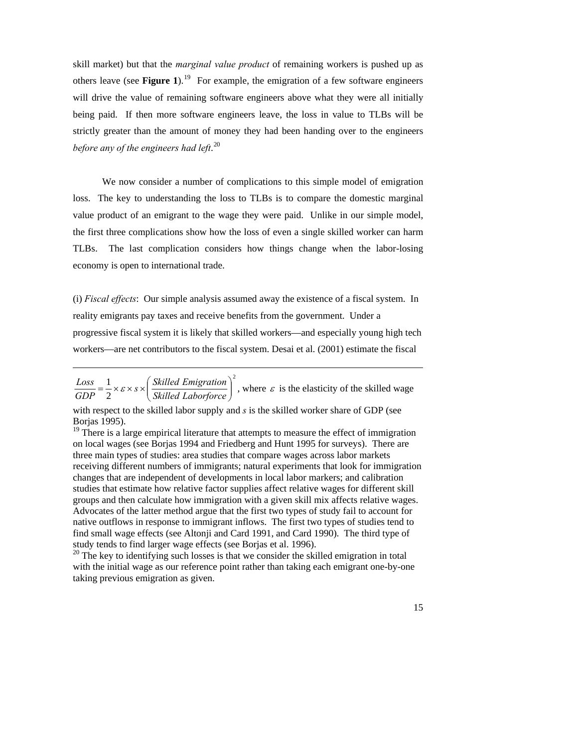skill market) but that the *marginal value product* of remaining workers is pushed up as others leave (see **Figure 1**).[19] For example, the emigration of a few software engineers will drive the value of remaining software engineers above what they were all initially being paid. If then more software engineers leave, the loss in value to TLBs will be strictly greater than the amount of money they had been handing over to the engineers *before any of the engineers had left*.[20]

We now consider a number of complications to this simple model of emigration loss. The key to understanding the loss to TLBs is to compare the domestic marginal value product of an emigrant to the wage they were paid. Unlike in our simple model, the first three complications show how the loss of even a single skilled worker can harm TLBs. The last complication considers how things change when the labor-losing economy is open to international trade.

(i) *Fiscal effects*: Our simple analysis assumed away the existence of a fiscal system. In reality emigrants pay taxes and receive benefits from the government. Under a progressive fiscal system it is likely that skilled workers—and especially young high tech workers—are net contributors to the fiscal system. Desai et al. (2001) estimate the fiscal

---

$\frac{Loss}{GDP} = \frac{1}{2} \times \varepsilon \times s \times \left( \frac{Skilled\ Emigration}{Skilled\ Laborforce} \right)^2$, where $\varepsilon$ is the elasticity of the skilled wage with respect to the skilled labor supply and $s$ is the skilled worker share of GDP (see Borjas 1995).

[19] There is a large empirical literature that attempts to measure the effect of immigration on local wages (see Borjas 1994 and Friedberg and Hunt 1995 for surveys). There are three main types of studies: area studies that compare wages across labor markets receiving different numbers of immigrants; natural experiments that look for immigration changes that are independent of developments in local labor markers; and calibration studies that estimate how relative factor supplies affect relative wages for different skill groups and then calculate how immigration with a given skill mix affects relative wages. Advocates of the latter method argue that the first two types of study fail to account for native outflows in response to immigrant inflows. The first two types of studies tend to find small wage effects (see Altonji and Card 1991, and Card 1990). The third type of study tends to find larger wage effects (see Borjas et al. 1996).

[20] The key to identifying such losses is that we consider the skilled emigration in total with the initial wage as our reference point rather than taking each emigrant one-by-one taking previous emigration as given.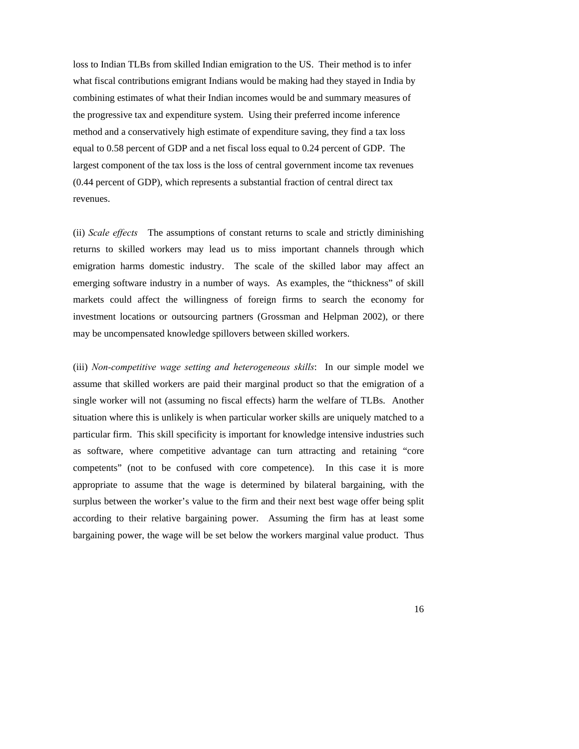loss to Indian TLBs from skilled Indian emigration to the US. Their method is to infer what fiscal contributions emigrant Indians would be making had they stayed in India by combining estimates of what their Indian incomes would be and summary measures of the progressive tax and expenditure system. Using their preferred income inference method and a conservatively high estimate of expenditure saving, they find a tax loss equal to 0.58 percent of GDP and a net fiscal loss equal to 0.24 percent of GDP. The largest component of the tax loss is the loss of central government income tax revenues (0.44 percent of GDP), which represents a substantial fraction of central direct tax revenues.

(ii) *Scale effects* The assumptions of constant returns to scale and strictly diminishing returns to skilled workers may lead us to miss important channels through which emigration harms domestic industry. The scale of the skilled labor may affect an emerging software industry in a number of ways. As examples, the "thickness" of skill markets could affect the willingness of foreign firms to search the economy for investment locations or outsourcing partners (Grossman and Helpman 2002), or there may be uncompensated knowledge spillovers between skilled workers.

(iii) *Non-competitive wage setting and heterogeneous skills*: In our simple model we assume that skilled workers are paid their marginal product so that the emigration of a single worker will not (assuming no fiscal effects) harm the welfare of TLBs. Another situation where this is unlikely is when particular worker skills are uniquely matched to a particular firm. This skill specificity is important for knowledge intensive industries such as software, where competitive advantage can turn attracting and retaining "core competents" (not to be confused with core competence). In this case it is more appropriate to assume that the wage is determined by bilateral bargaining, with the surplus between the worker's value to the firm and their next best wage offer being split according to their relative bargaining power. Assuming the firm has at least some bargaining power, the wage will be set below the workers marginal value product. Thus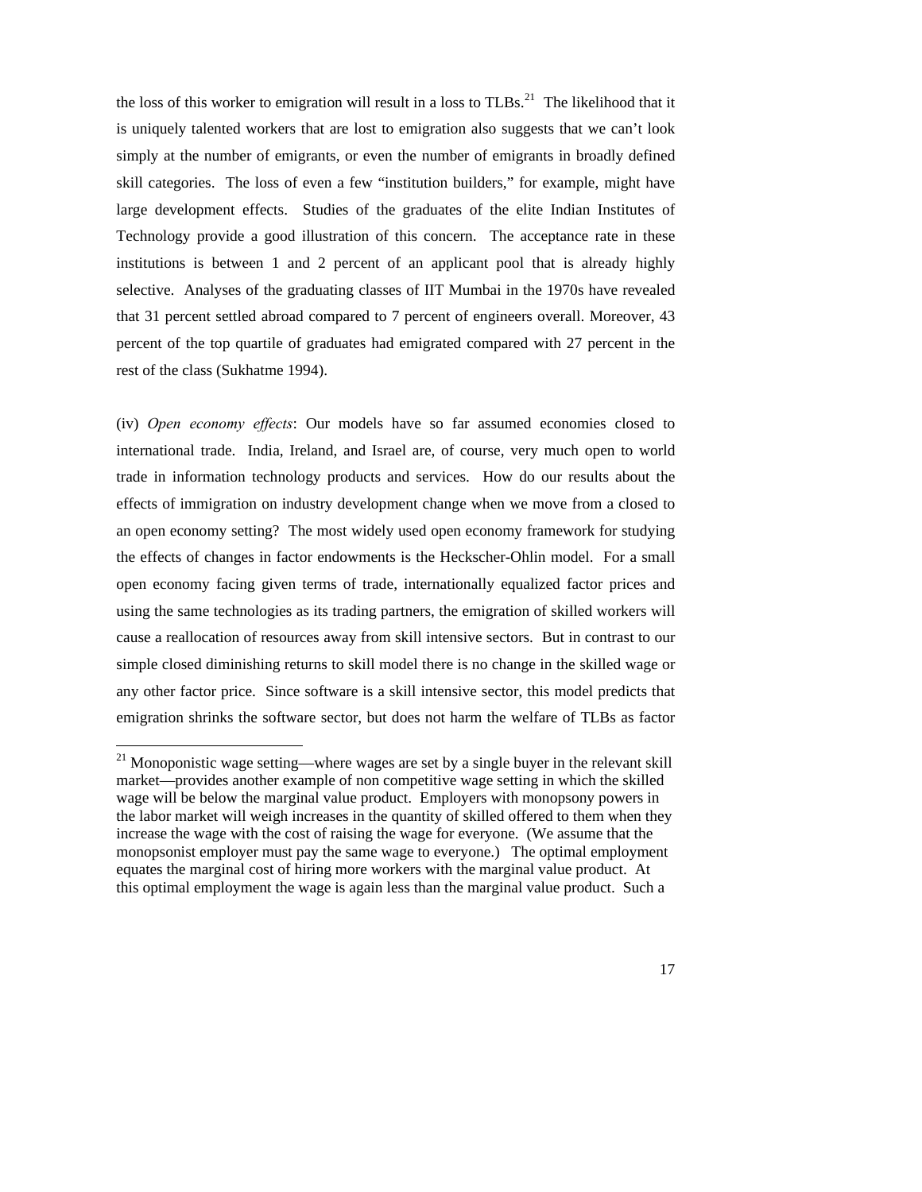the loss of this worker to emigration will result in a loss to TLBs.[21] The likelihood that it is uniquely talented workers that are lost to emigration also suggests that we can't look simply at the number of emigrants, or even the number of emigrants in broadly defined skill categories. The loss of even a few "institution builders," for example, might have large development effects. Studies of the graduates of the elite Indian Institutes of Technology provide a good illustration of this concern. The acceptance rate in these institutions is between 1 and 2 percent of an applicant pool that is already highly selective. Analyses of the graduating classes of IIT Mumbai in the 1970s have revealed that 31 percent settled abroad compared to 7 percent of engineers overall. Moreover, 43 percent of the top quartile of graduates had emigrated compared with 27 percent in the rest of the class (Sukhatme 1994).

(iv) *Open economy effects*: Our models have so far assumed economies closed to international trade. India, Ireland, and Israel are, of course, very much open to world trade in information technology products and services. How do our results about the effects of immigration on industry development change when we move from a closed to an open economy setting? The most widely used open economy framework for studying the effects of changes in factor endowments is the Heckscher-Ohlin model. For a small open economy facing given terms of trade, internationally equalized factor prices and using the same technologies as its trading partners, the emigration of skilled workers will cause a reallocation of resources away from skill intensive sectors. But in contrast to our simple closed diminishing returns to skill model there is no change in the skilled wage or any other factor price. Since software is a skill intensive sector, this model predicts that emigration shrinks the software sector, but does not harm the welfare of TLBs as factor

[21] Monoponistic wage setting—where wages are set by a single buyer in the relevant skill market—provides another example of non competitive wage setting in which the skilled wage will be below the marginal value product. Employers with monopsony powers in the labor market will weigh increases in the quantity of skilled offered to them when they increase the wage with the cost of raising the wage for everyone. (We assume that the monopsonist employer must pay the same wage to everyone.) The optimal employment equates the marginal cost of hiring more workers with the marginal value product. At this optimal employment the wage is again less than the marginal value product. Such a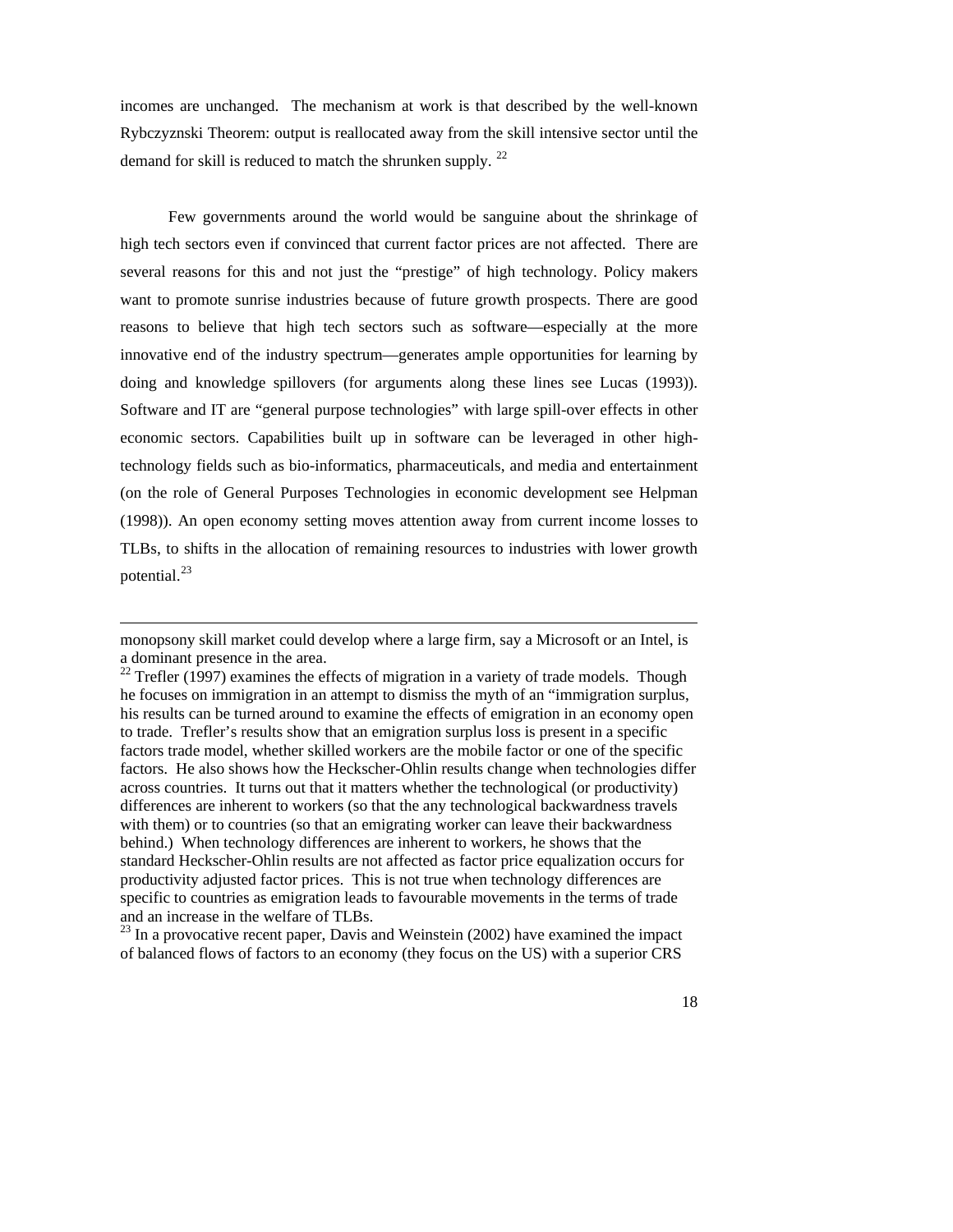incomes are unchanged. The mechanism at work is that described by the well-known Rybczyznski Theorem: output is reallocated away from the skill intensive sector until the demand for skill is reduced to match the shrunken supply. [22]

Few governments around the world would be sanguine about the shrinkage of high tech sectors even if convinced that current factor prices are not affected. There are several reasons for this and not just the "prestige" of high technology. Policy makers want to promote sunrise industries because of future growth prospects. There are good reasons to believe that high tech sectors such as software—especially at the more innovative end of the industry spectrum—generates ample opportunities for learning by doing and knowledge spillovers (for arguments along these lines see Lucas (1993)). Software and IT are "general purpose technologies" with large spill-over effects in other economic sectors. Capabilities built up in software can be leveraged in other high-technology fields such as bio-informatics, pharmaceuticals, and media and entertainment (on the role of General Purposes Technologies in economic development see Helpman (1998)). An open economy setting moves attention away from current income losses to TLBs, to shifts in the allocation of remaining resources to industries with lower growth potential.[23]

---

monopsony skill market could develop where a large firm, say a Microsoft or an Intel, is a dominant presence in the area.

[22] Trefler (1997) examines the effects of migration in a variety of trade models. Though he focuses on immigration in an attempt to dismiss the myth of an "immigration surplus, his results can be turned around to examine the effects of emigration in an economy open to trade. Trefler's results show that an emigration surplus loss is present in a specific factors trade model, whether skilled workers are the mobile factor or one of the specific factors. He also shows how the Heckscher-Ohlin results change when technologies differ across countries. It turns out that it matters whether the technological (or productivity) differences are inherent to workers (so that the any technological backwardness travels with them) or to countries (so that an emigrating worker can leave their backwardness behind.) When technology differences are inherent to workers, he shows that the standard Heckscher-Ohlin results are not affected as factor price equalization occurs for productivity adjusted factor prices. This is not true when technology differences are specific to countries as emigration leads to favourable movements in the terms of trade and an increase in the welfare of TLBs.

[23] In a provocative recent paper, Davis and Weinstein (2002) have examined the impact of balanced flows of factors to an economy (they focus on the US) with a superior CRS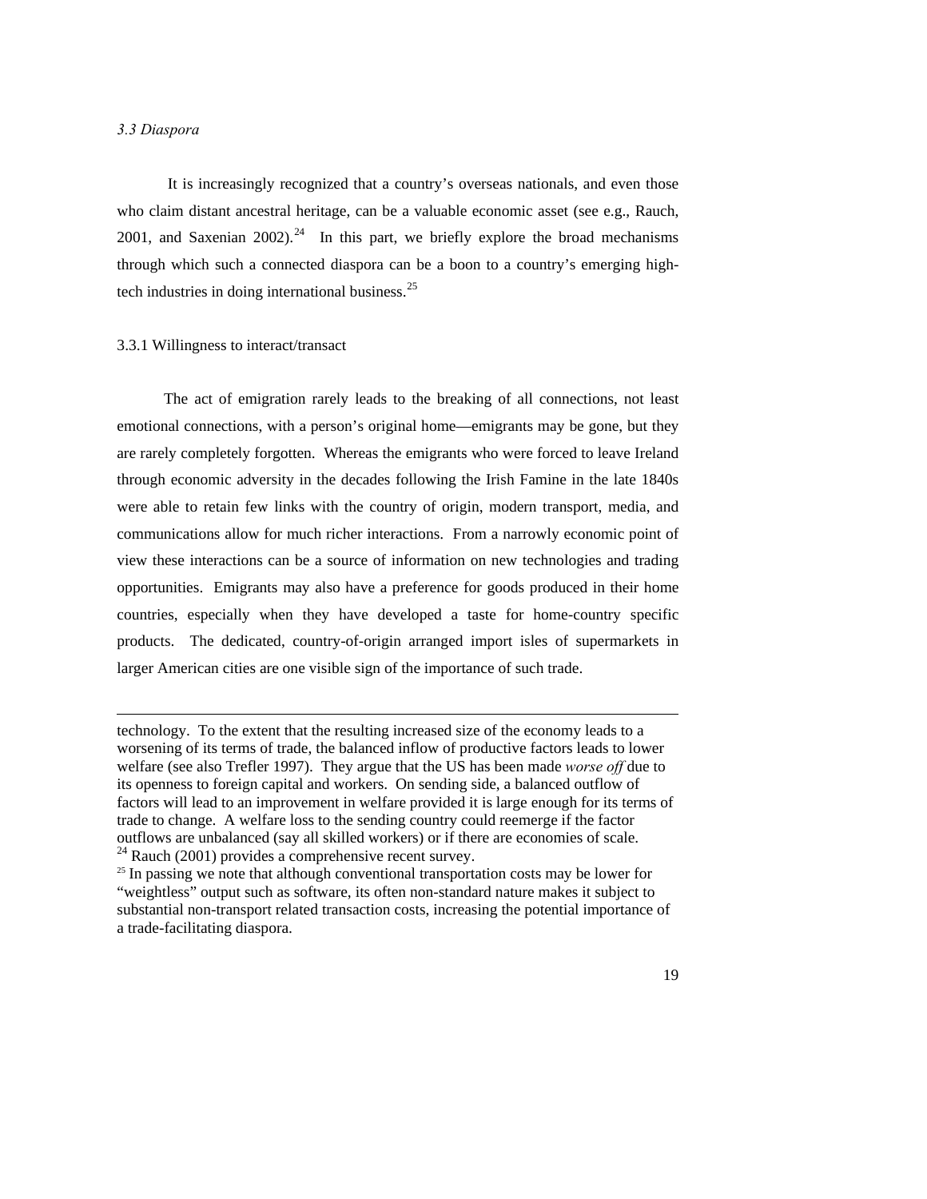### *3.3 Diaspora*

It is increasingly recognized that a country's overseas nationals, and even those who claim distant ancestral heritage, can be a valuable economic asset (see e.g., Rauch, 2001, and Saxenian 2002).[24] In this part, we briefly explore the broad mechanisms through which such a connected diaspora can be a boon to a country's emerging high-tech industries in doing international business.[25]

#### 3.3.1 Willingness to interact/transact

The act of emigration rarely leads to the breaking of all connections, not least emotional connections, with a person's original home—emigrants may be gone, but they are rarely completely forgotten. Whereas the emigrants who were forced to leave Ireland through economic adversity in the decades following the Irish Famine in the late 1840s were able to retain few links with the country of origin, modern transport, media, and communications allow for much richer interactions. From a narrowly economic point of view these interactions can be a source of information on new technologies and trading opportunities. Emigrants may also have a preference for goods produced in their home countries, especially when they have developed a taste for home-country specific products. The dedicated, country-of-origin arranged import isles of supermarkets in larger American cities are one visible sign of the importance of such trade.

---

technology. To the extent that the resulting increased size of the economy leads to a worsening of its terms of trade, the balanced inflow of productive factors leads to lower welfare (see also Trefler 1997). They argue that the US has been made *worse off* due to its openness to foreign capital and workers. On sending side, a balanced outflow of factors will lead to an improvement in welfare provided it is large enough for its terms of trade to change. A welfare loss to the sending country could reemerge if the factor outflows are unbalanced (say all skilled workers) or if there are economies of scale.

[24] Rauch (2001) provides a comprehensive recent survey.

[25] In passing we note that although conventional transportation costs may be lower for "weightless" output such as software, its often non-standard nature makes it subject to substantial non-transport related transaction costs, increasing the potential importance of a trade-facilitating diaspora.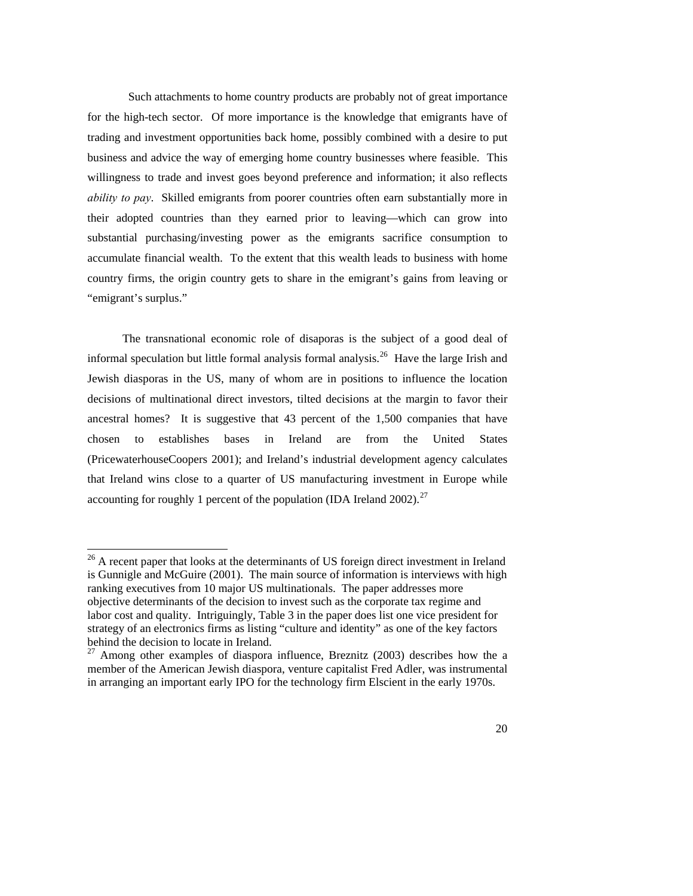Such attachments to home country products are probably not of great importance for the high-tech sector. Of more importance is the knowledge that emigrants have of trading and investment opportunities back home, possibly combined with a desire to put business and advice the way of emerging home country businesses where feasible. This willingness to trade and invest goes beyond preference and information; it also reflects *ability to pay*. Skilled emigrants from poorer countries often earn substantially more in their adopted countries than they earned prior to leaving—which can grow into substantial purchasing/investing power as the emigrants sacrifice consumption to accumulate financial wealth. To the extent that this wealth leads to business with home country firms, the origin country gets to share in the emigrant's gains from leaving or "emigrant's surplus."

The transnational economic role of disaporas is the subject of a good deal of informal speculation but little formal analysis formal analysis.[26] Have the large Irish and Jewish diasporas in the US, many of whom are in positions to influence the location decisions of multinational direct investors, tilted decisions at the margin to favor their ancestral homes? It is suggestive that 43 percent of the 1,500 companies that have chosen to establishes bases in Ireland are from the United States (PricewaterhouseCoopers 2001); and Ireland's industrial development agency calculates that Ireland wins close to a quarter of US manufacturing investment in Europe while accounting for roughly 1 percent of the population (IDA Ireland 2002).[27]

---

[26] A recent paper that looks at the determinants of US foreign direct investment in Ireland is Gunnigle and McGuire (2001). The main source of information is interviews with high ranking executives from 10 major US multinationals. The paper addresses more objective determinants of the decision to invest such as the corporate tax regime and labor cost and quality. Intriguingly, Table 3 in the paper does list one vice president for strategy of an electronics firms as listing "culture and identity" as one of the key factors behind the decision to locate in Ireland.

[27] Among other examples of diaspora influence, Breznitz (2003) describes how the a member of the American Jewish diaspora, venture capitalist Fred Adler, was instrumental in arranging an important early IPO for the technology firm Elscient in the early 1970s.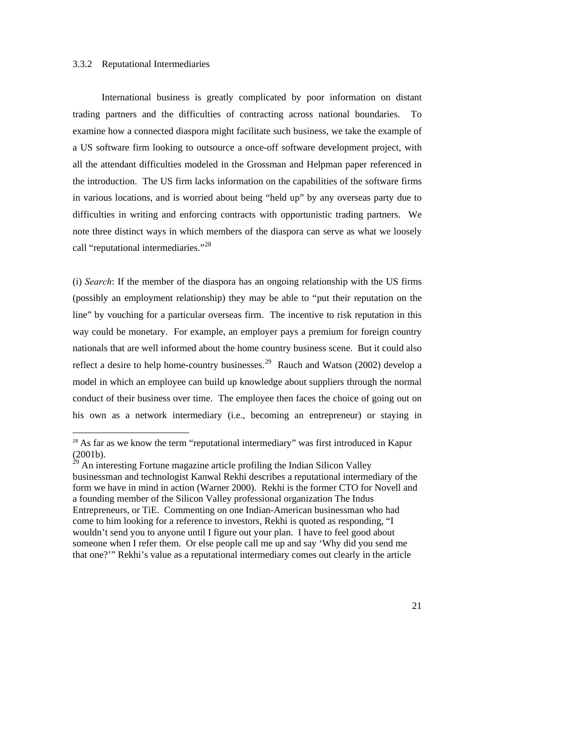### 3.3.2 Reputational Intermediaries

International business is greatly complicated by poor information on distant trading partners and the difficulties of contracting across national boundaries. To examine how a connected diaspora might facilitate such business, we take the example of a US software firm looking to outsource a once-off software development project, with all the attendant difficulties modeled in the Grossman and Helpman paper referenced in the introduction. The US firm lacks information on the capabilities of the software firms in various locations, and is worried about being "held up" by any overseas party due to difficulties in writing and enforcing contracts with opportunistic trading partners. We note three distinct ways in which members of the diaspora can serve as what we loosely call "reputational intermediaries."[28]

(i) *Search*: If the member of the diaspora has an ongoing relationship with the US firms (possibly an employment relationship) they may be able to "put their reputation on the line" by vouching for a particular overseas firm. The incentive to risk reputation in this way could be monetary. For example, an employer pays a premium for foreign country nationals that are well informed about the home country business scene. But it could also reflect a desire to help home-country businesses.[29] Rauch and Watson (2002) develop a model in which an employee can build up knowledge about suppliers through the normal conduct of their business over time. The employee then faces the choice of going out on his own as a network intermediary (i.e., becoming an entrepreneur) or staying in

---

[28] As far as we know the term "reputational intermediary" was first introduced in Kapur (2001b).

[29] An interesting Fortune magazine article profiling the Indian Silicon Valley businessman and technologist Kanwal Rekhi describes a reputational intermediary of the form we have in mind in action (Warner 2000). Rekhi is the former CTO for Novell and a founding member of the Silicon Valley professional organization The Indus Entrepreneurs, or TiE. Commenting on one Indian-American businessman who had come to him looking for a reference to investors, Rekhi is quoted as responding, "I wouldn't send you to anyone until I figure out your plan. I have to feel good about someone when I refer them. Or else people call me up and say 'Why did you send me that one?'" Rekhi's value as a reputational intermediary comes out clearly in the article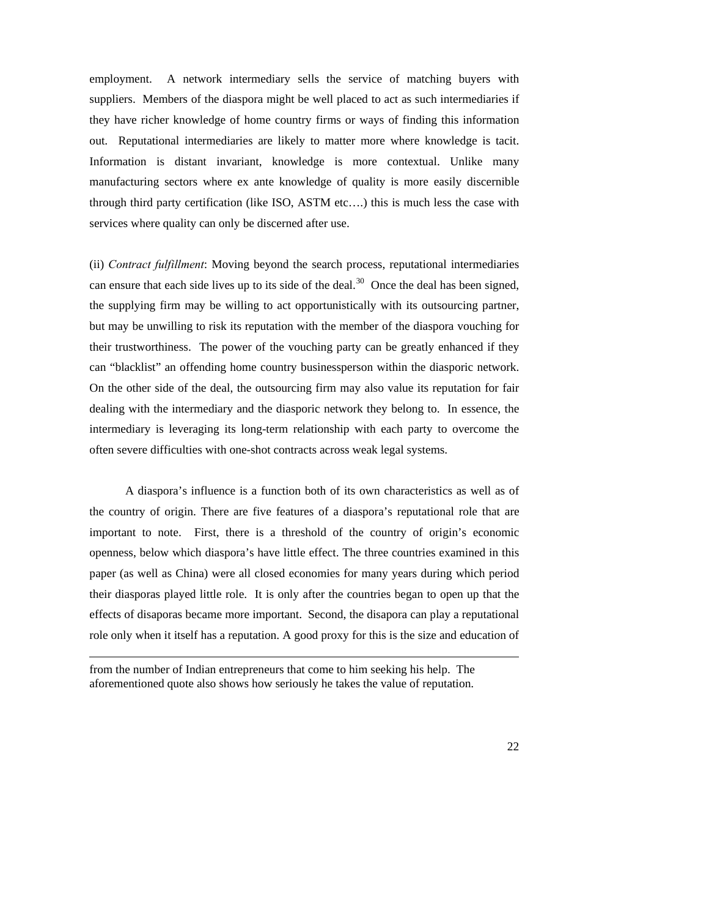employment. A network intermediary sells the service of matching buyers with suppliers. Members of the diaspora might be well placed to act as such intermediaries if they have richer knowledge of home country firms or ways of finding this information out. Reputational intermediaries are likely to matter more where knowledge is tacit. Information is distant invariant, knowledge is more contextual. Unlike many manufacturing sectors where ex ante knowledge of quality is more easily discernible through third party certification (like ISO, ASTM etc….) this is much less the case with services where quality can only be discerned after use.

(ii) *Contract fulfillment*: Moving beyond the search process, reputational intermediaries can ensure that each side lives up to its side of the deal.[30] Once the deal has been signed, the supplying firm may be willing to act opportunistically with its outsourcing partner, but may be unwilling to risk its reputation with the member of the diaspora vouching for their trustworthiness. The power of the vouching party can be greatly enhanced if they can "blacklist" an offending home country businessperson within the diasporic network. On the other side of the deal, the outsourcing firm may also value its reputation for fair dealing with the intermediary and the diasporic network they belong to. In essence, the intermediary is leveraging its long-term relationship with each party to overcome the often severe difficulties with one-shot contracts across weak legal systems.

A diaspora's influence is a function both of its own characteristics as well as of the country of origin. There are five features of a diaspora's reputational role that are important to note. First, there is a threshold of the country of origin's economic openness, below which diaspora's have little effect. The three countries examined in this paper (as well as China) were all closed economies for many years during which period their diasporas played little role. It is only after the countries began to open up that the effects of disaporas became more important. Second, the disapora can play a reputational role only when it itself has a reputation. A good proxy for this is the size and education of

---

from the number of Indian entrepreneurs that come to him seeking his help. The aforementioned quote also shows how seriously he takes the value of reputation.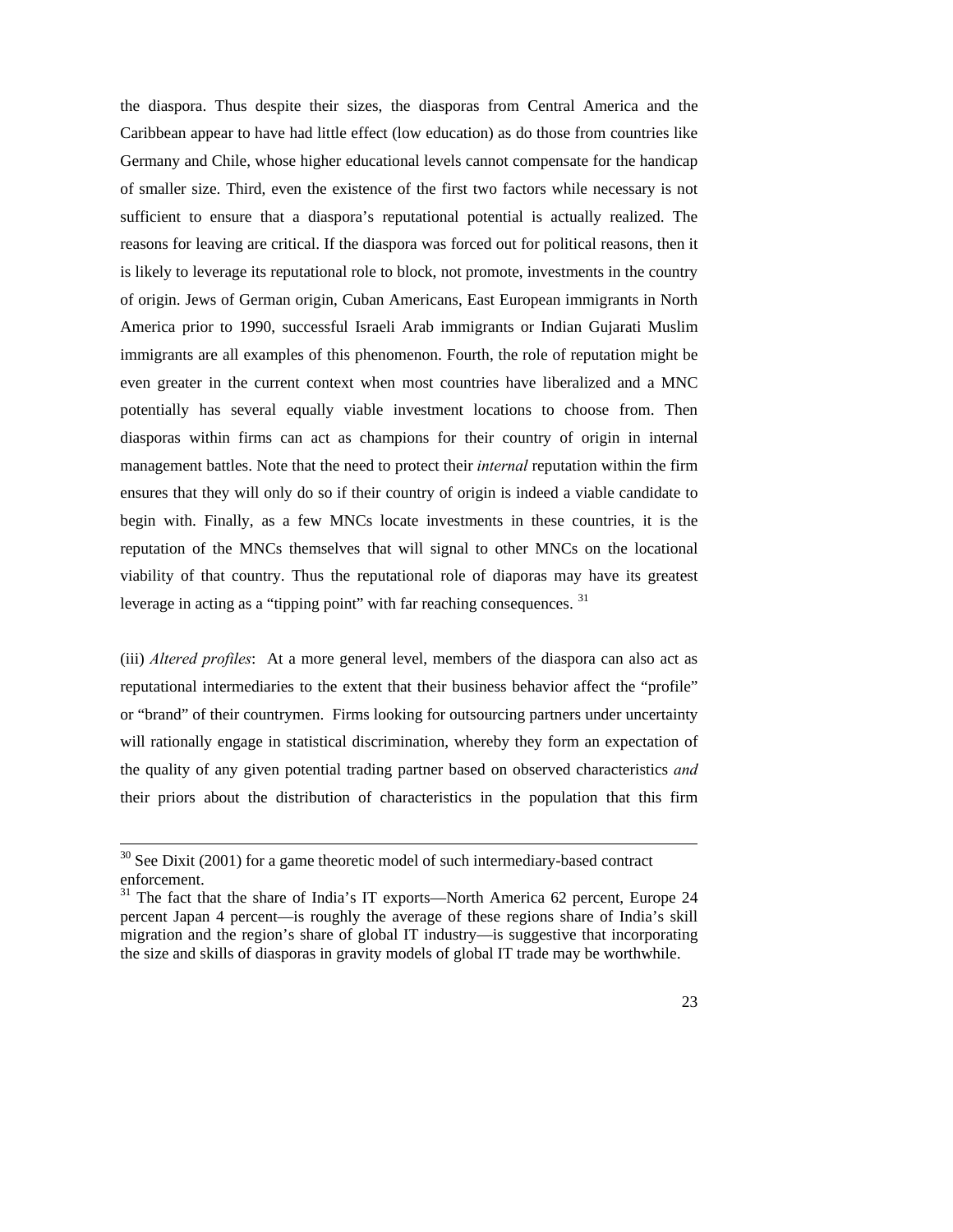the diaspora. Thus despite their sizes, the diasporas from Central America and the Caribbean appear to have had little effect (low education) as do those from countries like Germany and Chile, whose higher educational levels cannot compensate for the handicap of smaller size. Third, even the existence of the first two factors while necessary is not sufficient to ensure that a diaspora's reputational potential is actually realized. The reasons for leaving are critical. If the diaspora was forced out for political reasons, then it is likely to leverage its reputational role to block, not promote, investments in the country of origin. Jews of German origin, Cuban Americans, East European immigrants in North America prior to 1990, successful Israeli Arab immigrants or Indian Gujarati Muslim immigrants are all examples of this phenomenon. Fourth, the role of reputation might be even greater in the current context when most countries have liberalized and a MNC potentially has several equally viable investment locations to choose from. Then diasporas within firms can act as champions for their country of origin in internal management battles. Note that the need to protect their *internal* reputation within the firm ensures that they will only do so if their country of origin is indeed a viable candidate to begin with. Finally, as a few MNCs locate investments in these countries, it is the reputation of the MNCs themselves that will signal to other MNCs on the locational viability of that country. Thus the reputational role of diaporas may have its greatest leverage in acting as a "tipping point" with far reaching consequences. [31]

(iii) *Altered profiles*: At a more general level, members of the diaspora can also act as reputational intermediaries to the extent that their business behavior affect the "profile" or "brand" of their countrymen. Firms looking for outsourcing partners under uncertainty will rationally engage in statistical discrimination, whereby they form an expectation of the quality of any given potential trading partner based on observed characteristics *and* their priors about the distribution of characteristics in the population that this firm

---

[30] See Dixit (2001) for a game theoretic model of such intermediary-based contract enforcement.

[31] The fact that the share of India's IT exports—North America 62 percent, Europe 24 percent Japan 4 percent—is roughly the average of these regions share of India's skill migration and the region's share of global IT industry—is suggestive that incorporating the size and skills of diasporas in gravity models of global IT trade may be worthwhile.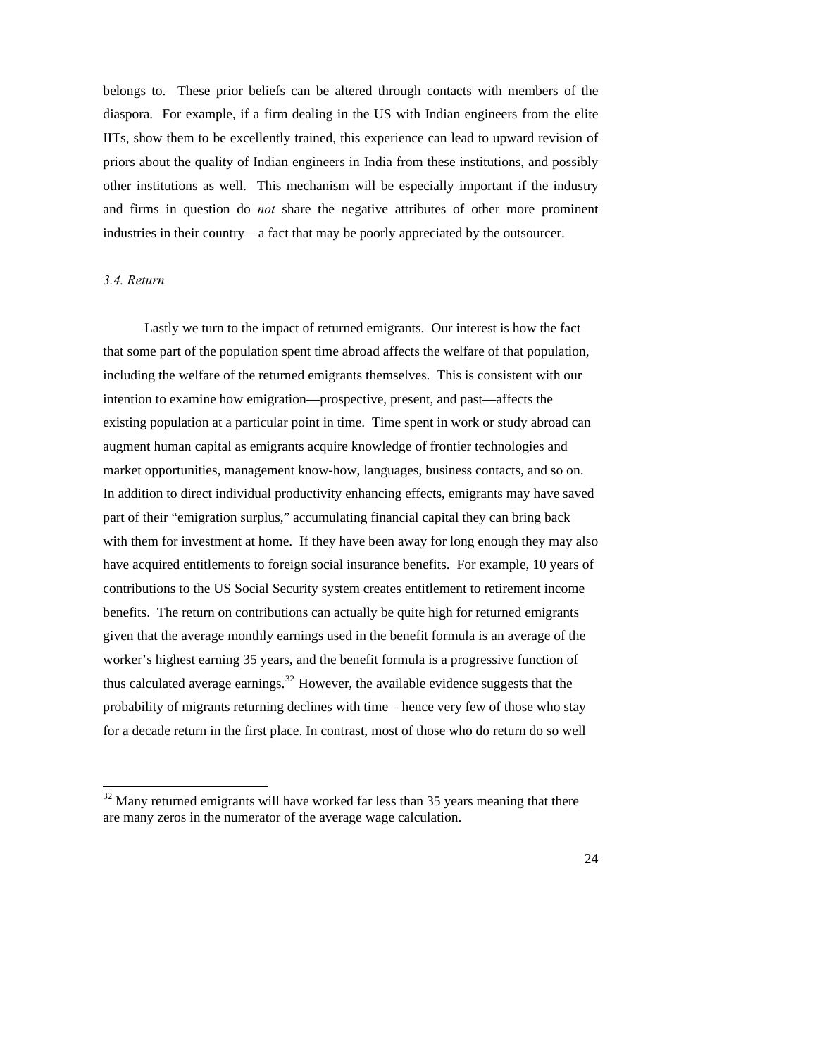belongs to. These prior beliefs can be altered through contacts with members of the diaspora. For example, if a firm dealing in the US with Indian engineers from the elite IITs, show them to be excellently trained, this experience can lead to upward revision of priors about the quality of Indian engineers in India from these institutions, and possibly other institutions as well. This mechanism will be especially important if the industry and firms in question do *not* share the negative attributes of other more prominent industries in their country—a fact that may be poorly appreciated by the outsourcer.

### *3.4. Return*

Lastly we turn to the impact of returned emigrants. Our interest is how the fact that some part of the population spent time abroad affects the welfare of that population, including the welfare of the returned emigrants themselves. This is consistent with our intention to examine how emigration—prospective, present, and past—affects the existing population at a particular point in time. Time spent in work or study abroad can augment human capital as emigrants acquire knowledge of frontier technologies and market opportunities, management know-how, languages, business contacts, and so on. In addition to direct individual productivity enhancing effects, emigrants may have saved part of their "emigration surplus," accumulating financial capital they can bring back with them for investment at home. If they have been away for long enough they may also have acquired entitlements to foreign social insurance benefits. For example, 10 years of contributions to the US Social Security system creates entitlement to retirement income benefits. The return on contributions can actually be quite high for returned emigrants given that the average monthly earnings used in the benefit formula is an average of the worker's highest earning 35 years, and the benefit formula is a progressive function of thus calculated average earnings.[32] However, the available evidence suggests that the probability of migrants returning declines with time – hence very few of those who stay for a decade return in the first place. In contrast, most of those who do return do so well

[32] Many returned emigrants will have worked far less than 35 years meaning that there are many zeros in the numerator of the average wage calculation.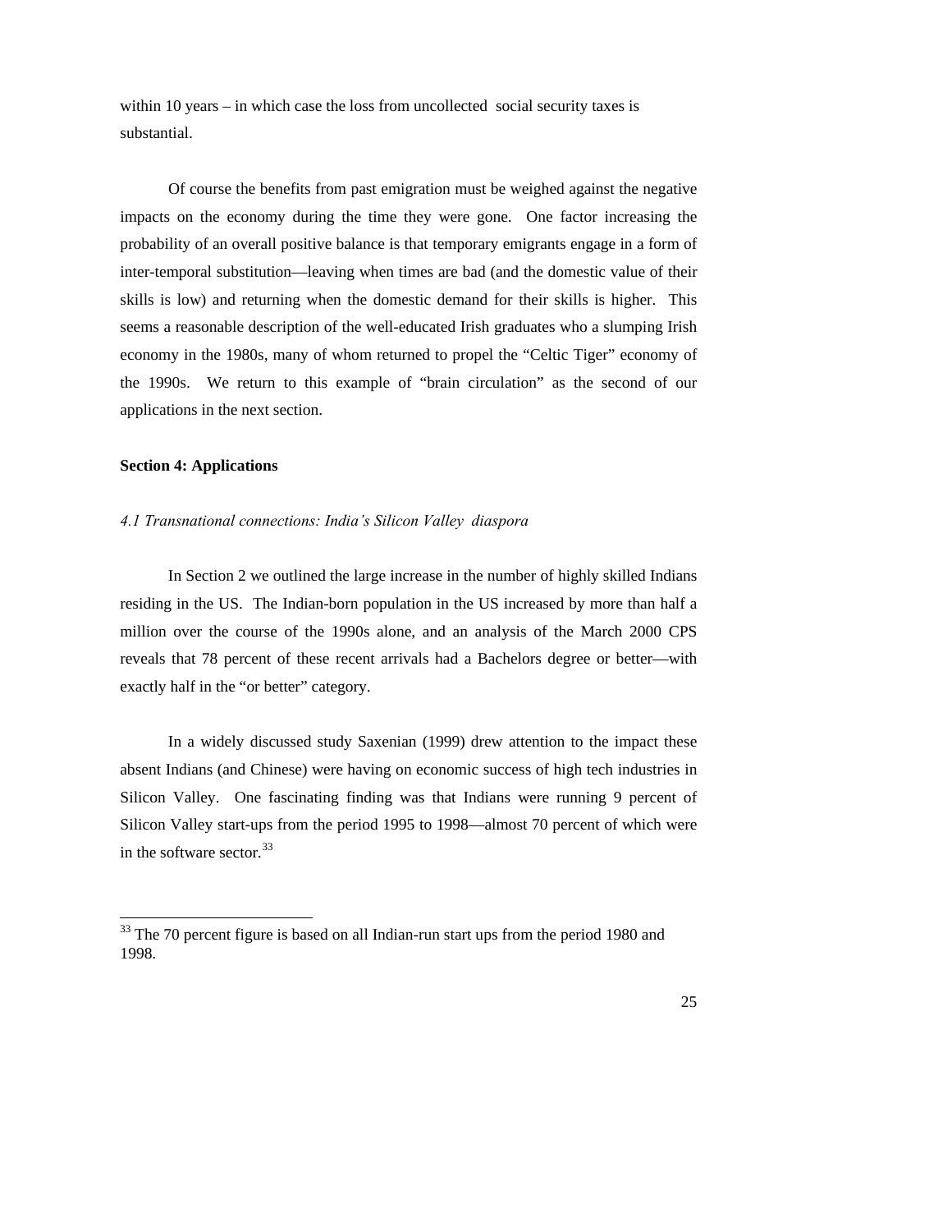within 10 years – in which case the loss from uncollected social security taxes is substantial.

Of course the benefits from past emigration must be weighed against the negative impacts on the economy during the time they were gone. One factor increasing the probability of an overall positive balance is that temporary emigrants engage in a form of inter-temporal substitution—leaving when times are bad (and the domestic value of their skills is low) and returning when the domestic demand for their skills is higher. This seems a reasonable description of the well-educated Irish graduates who a slumping Irish economy in the 1980s, many of whom returned to propel the "Celtic Tiger" economy of the 1990s. We return to this example of "brain circulation" as the second of our applications in the next section.

## Section 4: Applications

### *4.1 Transnational connections: India's Silicon Valley diaspora*

In Section 2 we outlined the large increase in the number of highly skilled Indians residing in the US. The Indian-born population in the US increased by more than half a million over the course of the 1990s alone, and an analysis of the March 2000 CPS reveals that 78 percent of these recent arrivals had a Bachelors degree or better—with exactly half in the "or better" category.

In a widely discussed study Saxenian (1999) drew attention to the impact these absent Indians (and Chinese) were having on economic success of high tech industries in Silicon Valley. One fascinating finding was that Indians were running 9 percent of Silicon Valley start-ups from the period 1995 to 1998—almost 70 percent of which were in the software sector.[33]

---

[33] The 70 percent figure is based on all Indian-run start ups from the period 1980 and 1998.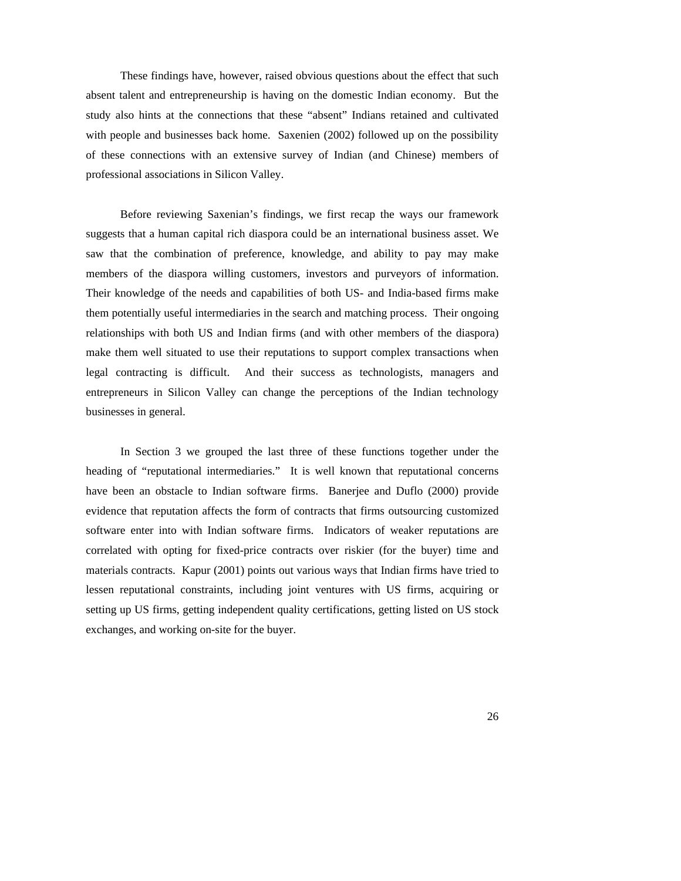These findings have, however, raised obvious questions about the effect that such absent talent and entrepreneurship is having on the domestic Indian economy. But the study also hints at the connections that these "absent" Indians retained and cultivated with people and businesses back home. Saxenien (2002) followed up on the possibility of these connections with an extensive survey of Indian (and Chinese) members of professional associations in Silicon Valley.

Before reviewing Saxenian's findings, we first recap the ways our framework suggests that a human capital rich diaspora could be an international business asset. We saw that the combination of preference, knowledge, and ability to pay may make members of the diaspora willing customers, investors and purveyors of information. Their knowledge of the needs and capabilities of both US- and India-based firms make them potentially useful intermediaries in the search and matching process. Their ongoing relationships with both US and Indian firms (and with other members of the diaspora) make them well situated to use their reputations to support complex transactions when legal contracting is difficult. And their success as technologists, managers and entrepreneurs in Silicon Valley can change the perceptions of the Indian technology businesses in general.

In Section 3 we grouped the last three of these functions together under the heading of "reputational intermediaries." It is well known that reputational concerns have been an obstacle to Indian software firms. Banerjee and Duflo (2000) provide evidence that reputation affects the form of contracts that firms outsourcing customized software enter into with Indian software firms. Indicators of weaker reputations are correlated with opting for fixed-price contracts over riskier (for the buyer) time and materials contracts. Kapur (2001) points out various ways that Indian firms have tried to lessen reputational constraints, including joint ventures with US firms, acquiring or setting up US firms, getting independent quality certifications, getting listed on US stock exchanges, and working on-site for the buyer.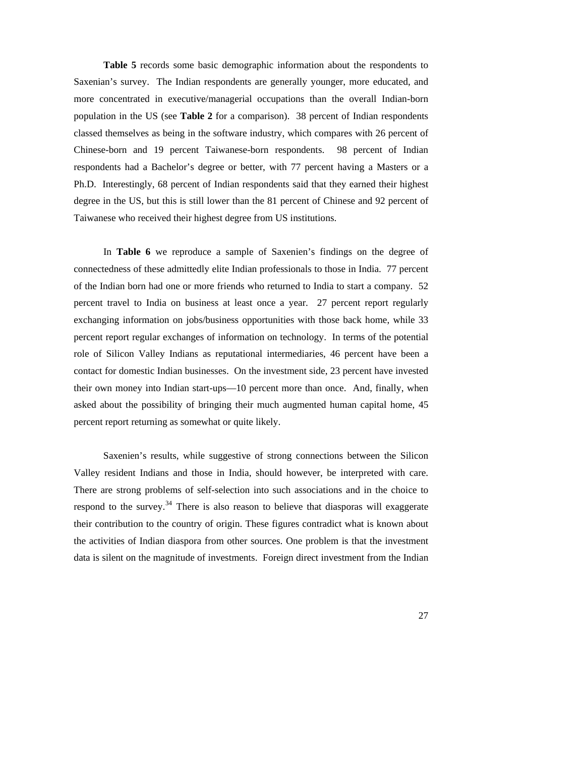**Table 5** records some basic demographic information about the respondents to Saxenian's survey. The Indian respondents are generally younger, more educated, and more concentrated in executive/managerial occupations than the overall Indian-born population in the US (see **Table 2** for a comparison). 38 percent of Indian respondents classed themselves as being in the software industry, which compares with 26 percent of Chinese-born and 19 percent Taiwanese-born respondents. 98 percent of Indian respondents had a Bachelor's degree or better, with 77 percent having a Masters or a Ph.D. Interestingly, 68 percent of Indian respondents said that they earned their highest degree in the US, but this is still lower than the 81 percent of Chinese and 92 percent of Taiwanese who received their highest degree from US institutions.

In **Table 6** we reproduce a sample of Saxenien's findings on the degree of connectedness of these admittedly elite Indian professionals to those in India. 77 percent of the Indian born had one or more friends who returned to India to start a company. 52 percent travel to India on business at least once a year. 27 percent report regularly exchanging information on jobs/business opportunities with those back home, while 33 percent report regular exchanges of information on technology. In terms of the potential role of Silicon Valley Indians as reputational intermediaries, 46 percent have been a contact for domestic Indian businesses. On the investment side, 23 percent have invested their own money into Indian start-ups—10 percent more than once. And, finally, when asked about the possibility of bringing their much augmented human capital home, 45 percent report returning as somewhat or quite likely.

Saxenien's results, while suggestive of strong connections between the Silicon Valley resident Indians and those in India, should however, be interpreted with care. There are strong problems of self-selection into such associations and in the choice to respond to the survey.[34] There is also reason to believe that diasporas will exaggerate their contribution to the country of origin. These figures contradict what is known about the activities of Indian diaspora from other sources. One problem is that the investment data is silent on the magnitude of investments. Foreign direct investment from the Indian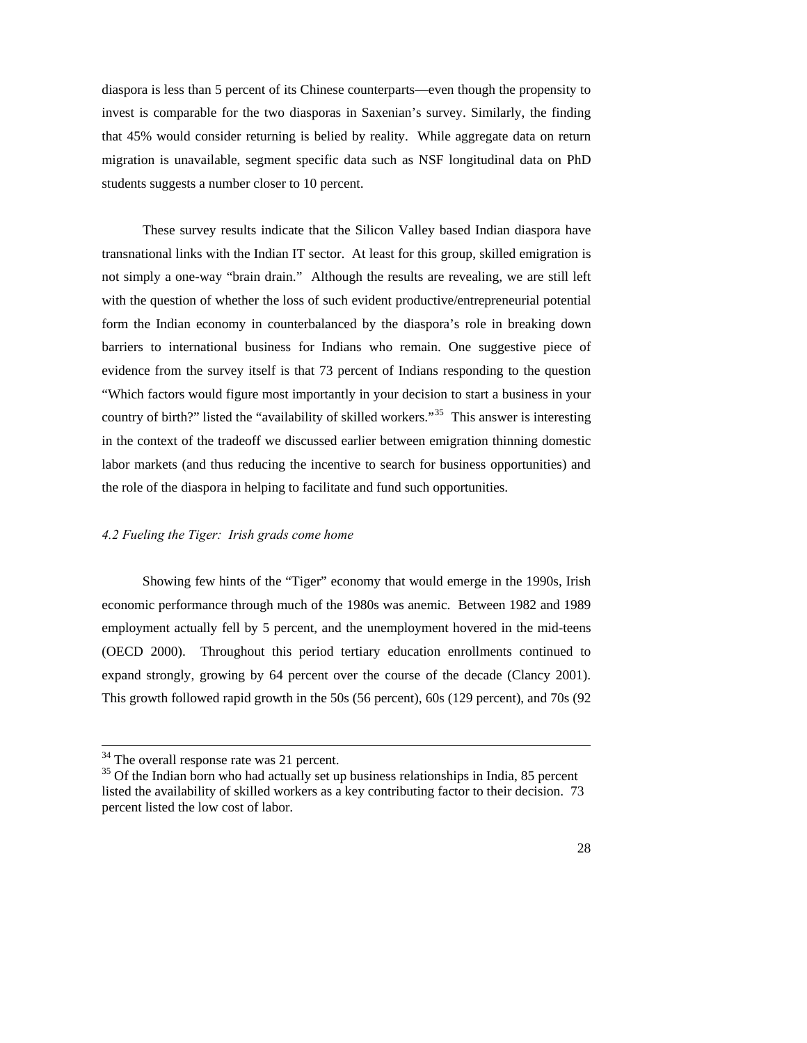diaspora is less than 5 percent of its Chinese counterparts—even though the propensity to invest is comparable for the two diasporas in Saxenian's survey. Similarly, the finding that 45% would consider returning is belied by reality. While aggregate data on return migration is unavailable, segment specific data such as NSF longitudinal data on PhD students suggests a number closer to 10 percent.

These survey results indicate that the Silicon Valley based Indian diaspora have transnational links with the Indian IT sector. At least for this group, skilled emigration is not simply a one-way "brain drain." Although the results are revealing, we are still left with the question of whether the loss of such evident productive/entrepreneurial potential form the Indian economy in counterbalanced by the diaspora's role in breaking down barriers to international business for Indians who remain. One suggestive piece of evidence from the survey itself is that 73 percent of Indians responding to the question "Which factors would figure most importantly in your decision to start a business in your country of birth?" listed the "availability of skilled workers."[35] This answer is interesting in the context of the tradeoff we discussed earlier between emigration thinning domestic labor markets (and thus reducing the incentive to search for business opportunities) and the role of the diaspora in helping to facilitate and fund such opportunities.

*4.2 Fueling the Tiger: Irish grads come home*

Showing few hints of the "Tiger" economy that would emerge in the 1990s, Irish economic performance through much of the 1980s was anemic. Between 1982 and 1989 employment actually fell by 5 percent, and the unemployment hovered in the mid-teens (OECD 2000). Throughout this period tertiary education enrollments continued to expand strongly, growing by 64 percent over the course of the decade (Clancy 2001). This growth followed rapid growth in the 50s (56 percent), 60s (129 percent), and 70s (92

---

[34] The overall response rate was 21 percent.

[35] Of the Indian born who had actually set up business relationships in India, 85 percent listed the availability of skilled workers as a key contributing factor to their decision. 73 percent listed the low cost of labor.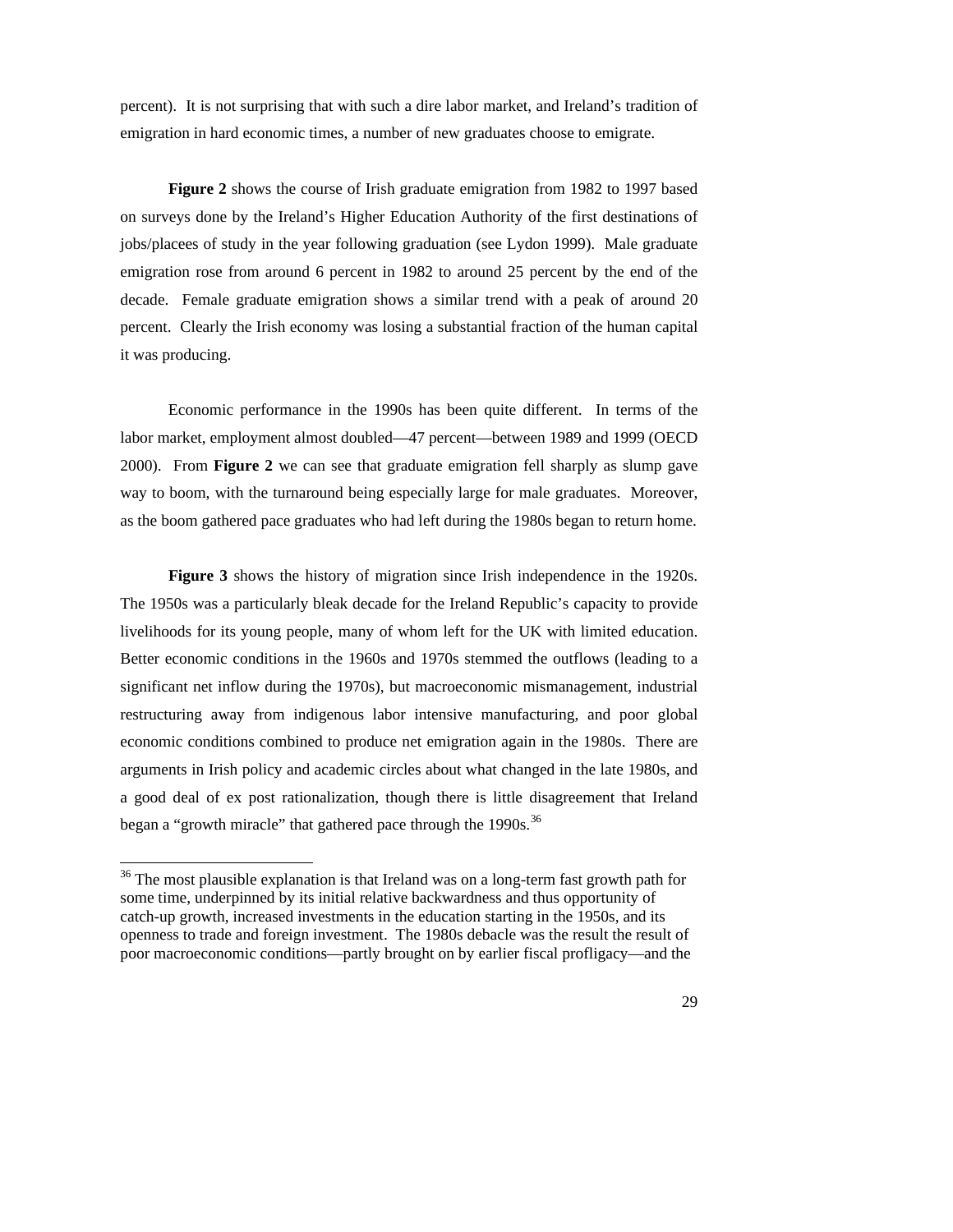percent). It is not surprising that with such a dire labor market, and Ireland's tradition of emigration in hard economic times, a number of new graduates choose to emigrate.

**Figure 2** shows the course of Irish graduate emigration from 1982 to 1997 based on surveys done by the Ireland's Higher Education Authority of the first destinations of jobs/placees of study in the year following graduation (see Lydon 1999). Male graduate emigration rose from around 6 percent in 1982 to around 25 percent by the end of the decade. Female graduate emigration shows a similar trend with a peak of around 20 percent. Clearly the Irish economy was losing a substantial fraction of the human capital it was producing.

Economic performance in the 1990s has been quite different. In terms of the labor market, employment almost doubled—47 percent—between 1989 and 1999 (OECD 2000). From **Figure 2** we can see that graduate emigration fell sharply as slump gave way to boom, with the turnaround being especially large for male graduates. Moreover, as the boom gathered pace graduates who had left during the 1980s began to return home.

**Figure 3** shows the history of migration since Irish independence in the 1920s. The 1950s was a particularly bleak decade for the Ireland Republic's capacity to provide livelihoods for its young people, many of whom left for the UK with limited education. Better economic conditions in the 1960s and 1970s stemmed the outflows (leading to a significant net inflow during the 1970s), but macroeconomic mismanagement, industrial restructuring away from indigenous labor intensive manufacturing, and poor global economic conditions combined to produce net emigration again in the 1980s. There are arguments in Irish policy and academic circles about what changed in the late 1980s, and a good deal of ex post rationalization, though there is little disagreement that Ireland began a "growth miracle" that gathered pace through the 1990s.[36]

[36] The most plausible explanation is that Ireland was on a long-term fast growth path for some time, underpinned by its initial relative backwardness and thus opportunity of catch-up growth, increased investments in the education starting in the 1950s, and its openness to trade and foreign investment. The 1980s debacle was the result the result of poor macroeconomic conditions—partly brought on by earlier fiscal profligacy—and the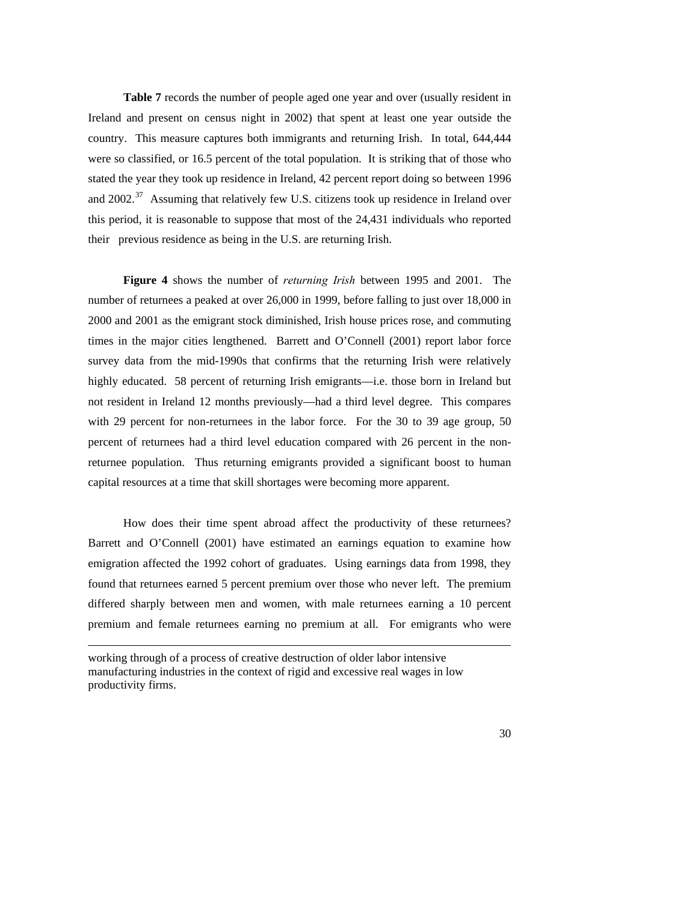**Table 7** records the number of people aged one year and over (usually resident in Ireland and present on census night in 2002) that spent at least one year outside the country. This measure captures both immigrants and returning Irish. In total, 644,444 were so classified, or 16.5 percent of the total population. It is striking that of those who stated the year they took up residence in Ireland, 42 percent report doing so between 1996 and 2002.[37] Assuming that relatively few U.S. citizens took up residence in Ireland over this period, it is reasonable to suppose that most of the 24,431 individuals who reported their previous residence as being in the U.S. are returning Irish.

**Figure 4** shows the number of *returning Irish* between 1995 and 2001. The number of returnees a peaked at over 26,000 in 1999, before falling to just over 18,000 in 2000 and 2001 as the emigrant stock diminished, Irish house prices rose, and commuting times in the major cities lengthened. Barrett and O'Connell (2001) report labor force survey data from the mid-1990s that confirms that the returning Irish were relatively highly educated. 58 percent of returning Irish emigrants—i.e. those born in Ireland but not resident in Ireland 12 months previously—had a third level degree. This compares with 29 percent for non-returnees in the labor force. For the 30 to 39 age group, 50 percent of returnees had a third level education compared with 26 percent in the non-returnee population. Thus returning emigrants provided a significant boost to human capital resources at a time that skill shortages were becoming more apparent.

How does their time spent abroad affect the productivity of these returnees? Barrett and O'Connell (2001) have estimated an earnings equation to examine how emigration affected the 1992 cohort of graduates. Using earnings data from 1998, they found that returnees earned 5 percent premium over those who never left. The premium differed sharply between men and women, with male returnees earning a 10 percent premium and female returnees earning no premium at all. For emigrants who were

---

working through of a process of creative destruction of older labor intensive manufacturing industries in the context of rigid and excessive real wages in low productivity firms.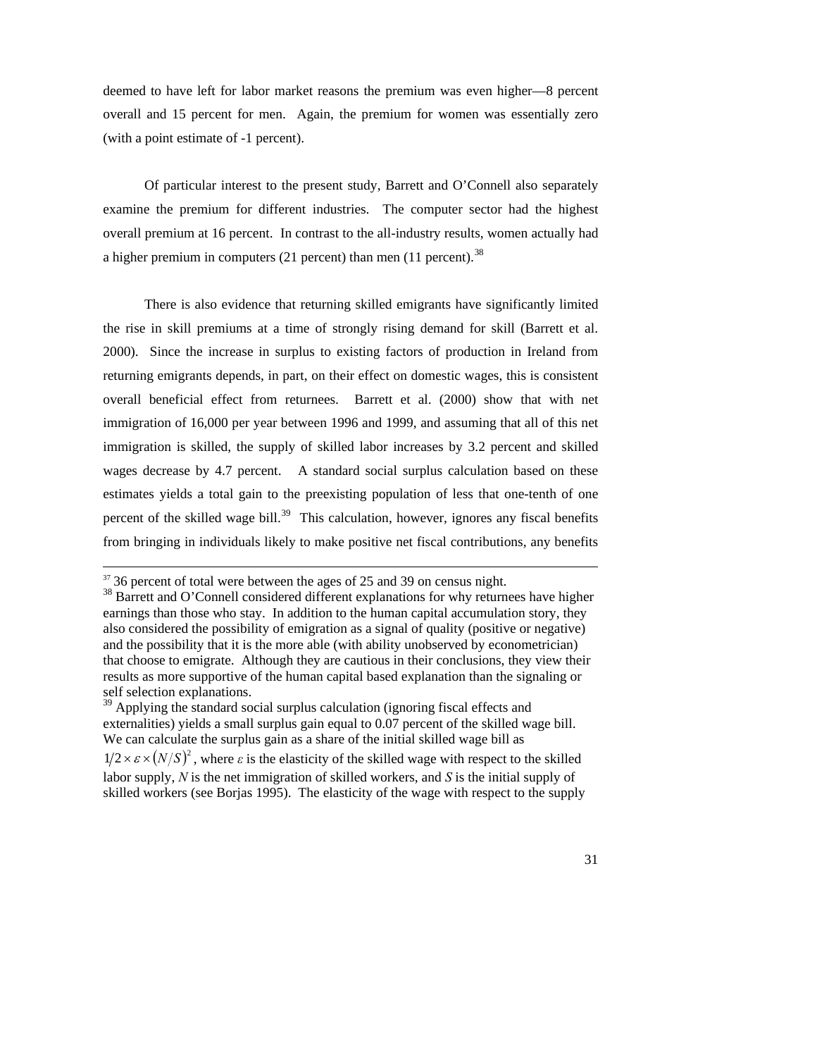deemed to have left for labor market reasons the premium was even higher—8 percent overall and 15 percent for men. Again, the premium for women was essentially zero (with a point estimate of -1 percent).

Of particular interest to the present study, Barrett and O'Connell also separately examine the premium for different industries. The computer sector had the highest overall premium at 16 percent. In contrast to the all-industry results, women actually had a higher premium in computers (21 percent) than men (11 percent).[38]

There is also evidence that returning skilled emigrants have significantly limited the rise in skill premiums at a time of strongly rising demand for skill (Barrett et al. 2000). Since the increase in surplus to existing factors of production in Ireland from returning emigrants depends, in part, on their effect on domestic wages, this is consistent overall beneficial effect from returnees. Barrett et al. (2000) show that with net immigration of 16,000 per year between 1996 and 1999, and assuming that all of this net immigration is skilled, the supply of skilled labor increases by 3.2 percent and skilled wages decrease by 4.7 percent. A standard social surplus calculation based on these estimates yields a total gain to the preexisting population of less that one-tenth of one percent of the skilled wage bill.[39] This calculation, however, ignores any fiscal benefits from bringing in individuals likely to make positive net fiscal contributions, any benefits

---

[37] 36 percent of total were between the ages of 25 and 39 on census night.

[38] Barrett and O'Connell considered different explanations for why returnees have higher earnings than those who stay. In addition to the human capital accumulation story, they also considered the possibility of emigration as a signal of quality (positive or negative) and the possibility that it is the more able (with ability unobserved by econometrician) that choose to emigrate. Although they are cautious in their conclusions, they view their results as more supportive of the human capital based explanation than the signaling or self selection explanations.

[39] Applying the standard social surplus calculation (ignoring fiscal effects and externalities) yields a small surplus gain equal to 0.07 percent of the skilled wage bill. We can calculate the surplus gain as a share of the initial skilled wage bill as $1/2 \times \varepsilon \times (N/S)^2$, where $\varepsilon$ is the elasticity of the skilled wage with respect to the skilled labor supply, $N$ is the net immigration of skilled workers, and $S$ is the initial supply of skilled workers (see Borjas 1995). The elasticity of the wage with respect to the supply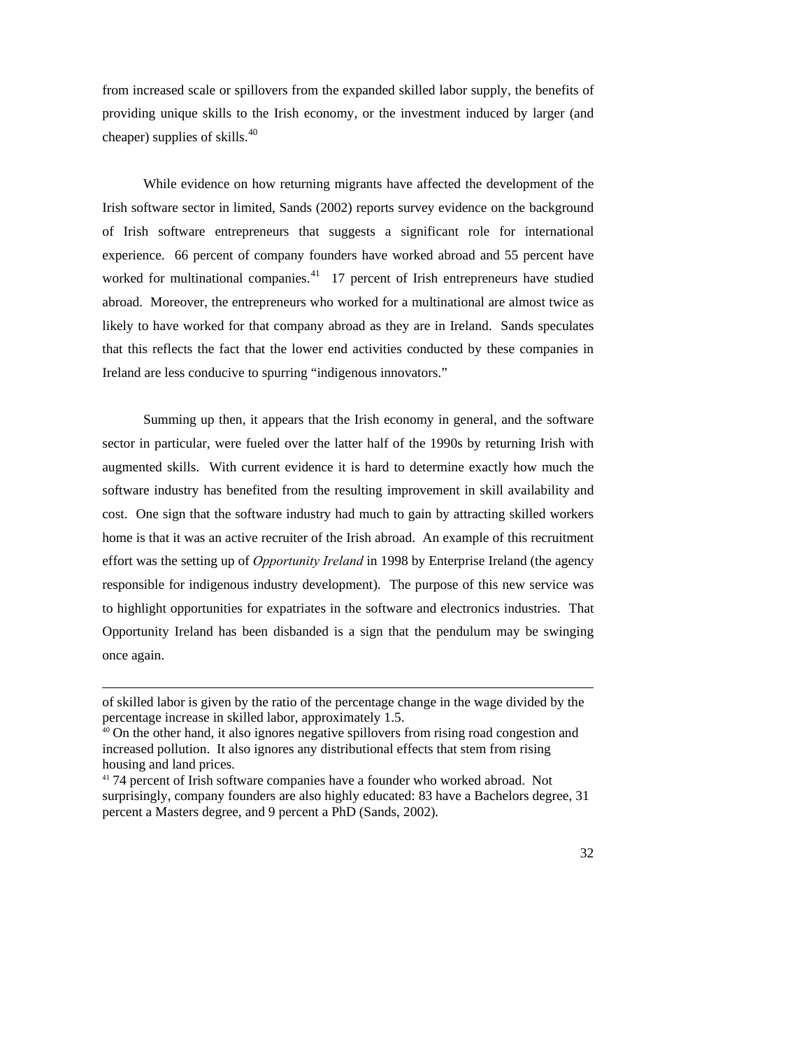from increased scale or spillovers from the expanded skilled labor supply, the benefits of providing unique skills to the Irish economy, or the investment induced by larger (and cheaper) supplies of skills.[40]

While evidence on how returning migrants have affected the development of the Irish software sector in limited, Sands (2002) reports survey evidence on the background of Irish software entrepreneurs that suggests a significant role for international experience. 66 percent of company founders have worked abroad and 55 percent have worked for multinational companies.[41] 17 percent of Irish entrepreneurs have studied abroad. Moreover, the entrepreneurs who worked for a multinational are almost twice as likely to have worked for that company abroad as they are in Ireland. Sands speculates that this reflects the fact that the lower end activities conducted by these companies in Ireland are less conducive to spurring "indigenous innovators."

Summing up then, it appears that the Irish economy in general, and the software sector in particular, were fueled over the latter half of the 1990s by returning Irish with augmented skills. With current evidence it is hard to determine exactly how much the software industry has benefited from the resulting improvement in skill availability and cost. One sign that the software industry had much to gain by attracting skilled workers home is that it was an active recruiter of the Irish abroad. An example of this recruitment effort was the setting up of *Opportunity Ireland* in 1998 by Enterprise Ireland (the agency responsible for indigenous industry development). The purpose of this new service was to highlight opportunities for expatriates in the software and electronics industries. That Opportunity Ireland has been disbanded is a sign that the pendulum may be swinging once again.

---

of skilled labor is given by the ratio of the percentage change in the wage divided by the percentage increase in skilled labor, approximately 1.5.

[40] On the other hand, it also ignores negative spillovers from rising road congestion and increased pollution. It also ignores any distributional effects that stem from rising housing and land prices.

[41] 74 percent of Irish software companies have a founder who worked abroad. Not surprisingly, company founders are also highly educated: 83 have a Bachelors degree, 31 percent a Masters degree, and 9 percent a PhD (Sands, 2002).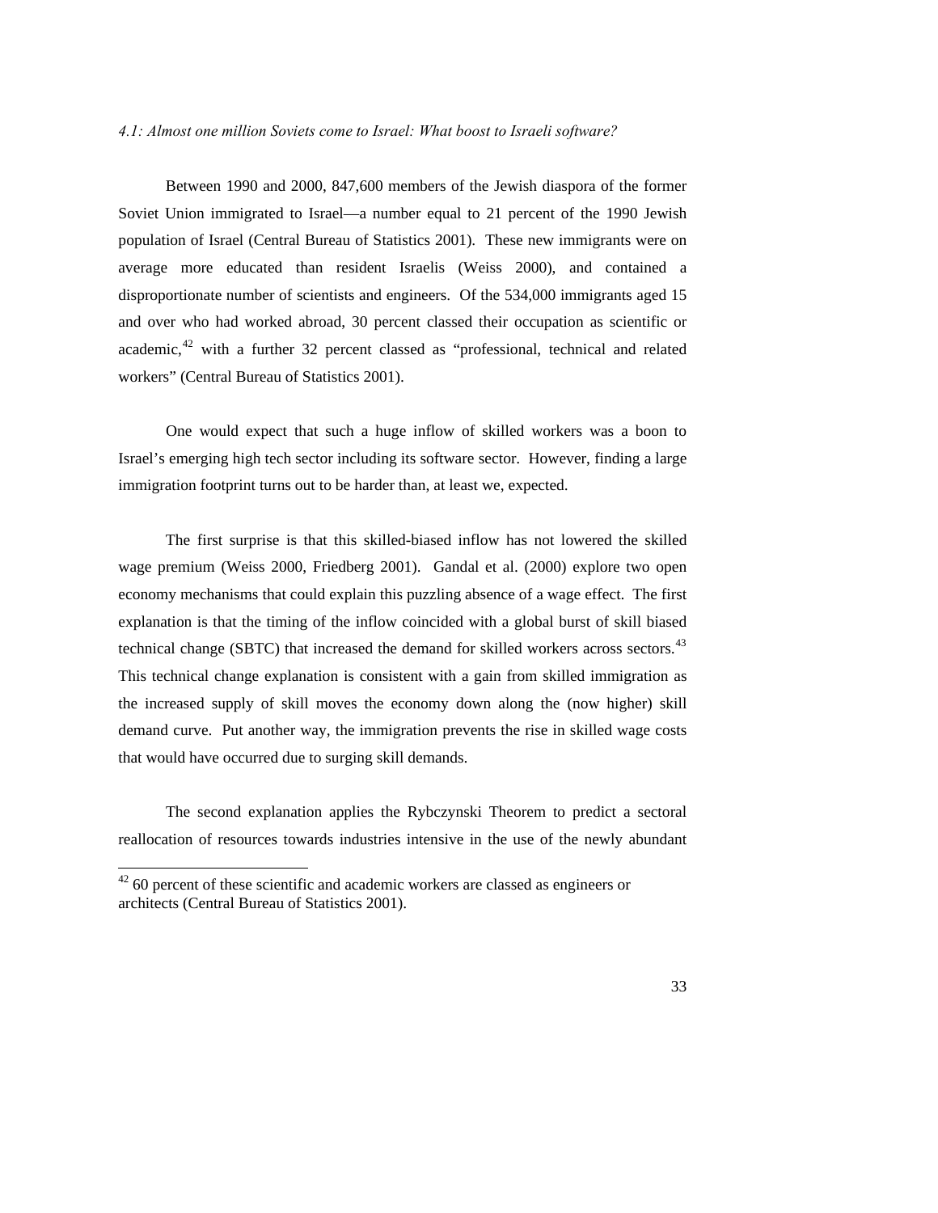*4.1: Almost one million Soviets come to Israel: What boost to Israeli software?*

Between 1990 and 2000, 847,600 members of the Jewish diaspora of the former Soviet Union immigrated to Israel—a number equal to 21 percent of the 1990 Jewish population of Israel (Central Bureau of Statistics 2001). These new immigrants were on average more educated than resident Israelis (Weiss 2000), and contained a disproportionate number of scientists and engineers. Of the 534,000 immigrants aged 15 and over who had worked abroad, 30 percent classed their occupation as scientific or academic,[42] with a further 32 percent classed as "professional, technical and related workers" (Central Bureau of Statistics 2001).

One would expect that such a huge inflow of skilled workers was a boon to Israel's emerging high tech sector including its software sector. However, finding a large immigration footprint turns out to be harder than, at least we, expected.

The first surprise is that this skilled-biased inflow has not lowered the skilled wage premium (Weiss 2000, Friedberg 2001). Gandal et al. (2000) explore two open economy mechanisms that could explain this puzzling absence of a wage effect. The first explanation is that the timing of the inflow coincided with a global burst of skill biased technical change (SBTC) that increased the demand for skilled workers across sectors.[43] This technical change explanation is consistent with a gain from skilled immigration as the increased supply of skill moves the economy down along the (now higher) skill demand curve. Put another way, the immigration prevents the rise in skilled wage costs that would have occurred due to surging skill demands.

The second explanation applies the Rybczynski Theorem to predict a sectoral reallocation of resources towards industries intensive in the use of the newly abundant

[42] 60 percent of these scientific and academic workers are classed as engineers or architects (Central Bureau of Statistics 2001).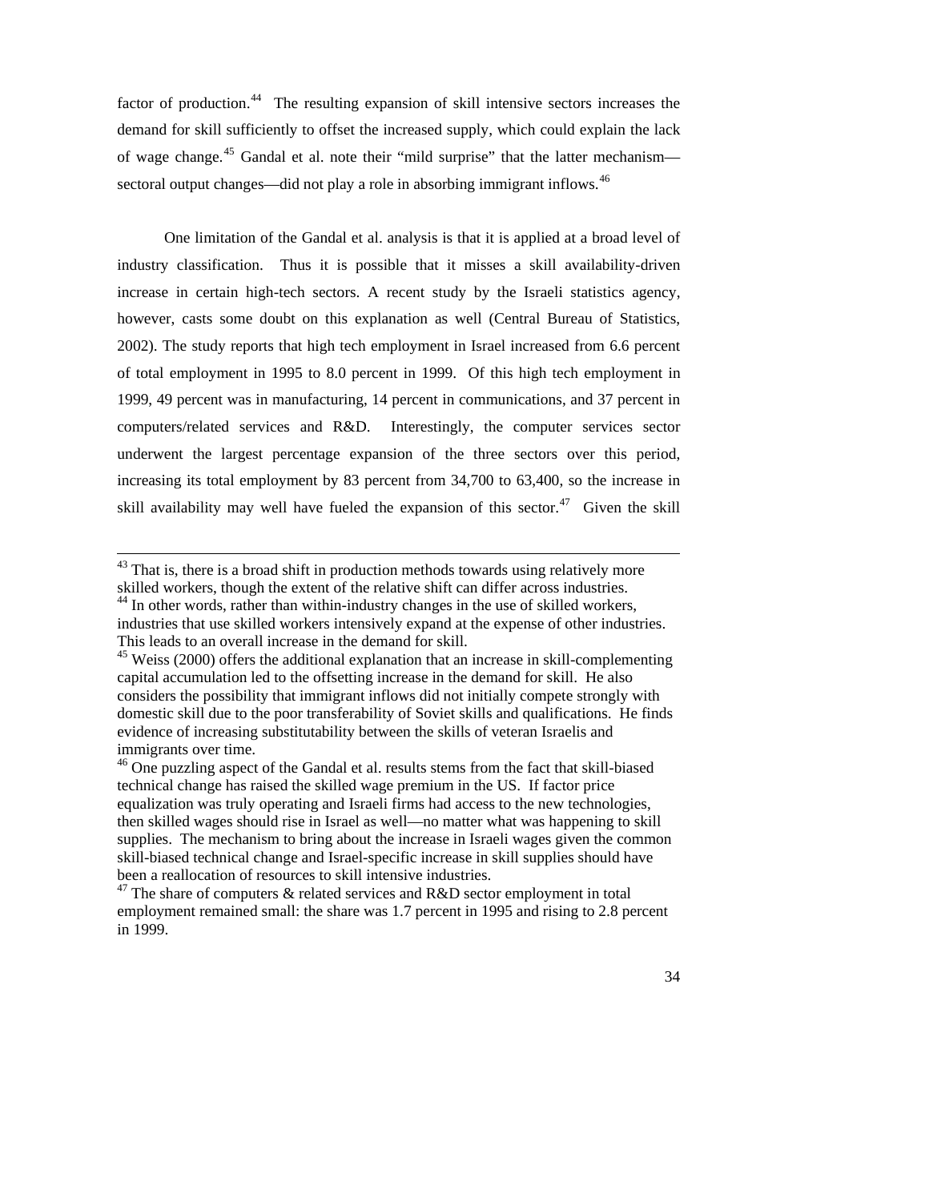factor of production.[44] The resulting expansion of skill intensive sectors increases the demand for skill sufficiently to offset the increased supply, which could explain the lack of wage change.[45] Gandal et al. note their "mild surprise" that the latter mechanism—sectoral output changes—did not play a role in absorbing immigrant inflows.[46]

One limitation of the Gandal et al. analysis is that it is applied at a broad level of industry classification. Thus it is possible that it misses a skill availability-driven increase in certain high-tech sectors. A recent study by the Israeli statistics agency, however, casts some doubt on this explanation as well (Central Bureau of Statistics, 2002). The study reports that high tech employment in Israel increased from 6.6 percent of total employment in 1995 to 8.0 percent in 1999. Of this high tech employment in 1999, 49 percent was in manufacturing, 14 percent in communications, and 37 percent in computers/related services and R&D. Interestingly, the computer services sector underwent the largest percentage expansion of the three sectors over this period, increasing its total employment by 83 percent from 34,700 to 63,400, so the increase in skill availability may well have fueled the expansion of this sector.[47] Given the skill

---

[43] That is, there is a broad shift in production methods towards using relatively more skilled workers, though the extent of the relative shift can differ across industries.

[44] In other words, rather than within-industry changes in the use of skilled workers, industries that use skilled workers intensively expand at the expense of other industries. This leads to an overall increase in the demand for skill.

[45] Weiss (2000) offers the additional explanation that an increase in skill-complementing capital accumulation led to the offsetting increase in the demand for skill. He also considers the possibility that immigrant inflows did not initially compete strongly with domestic skill due to the poor transferability of Soviet skills and qualifications. He finds evidence of increasing substitutability between the skills of veteran Israelis and immigrants over time.

[46] One puzzling aspect of the Gandal et al. results stems from the fact that skill-biased technical change has raised the skilled wage premium in the US. If factor price equalization was truly operating and Israeli firms had access to the new technologies, then skilled wages should rise in Israel as well—no matter what was happening to skill supplies. The mechanism to bring about the increase in Israeli wages given the common skill-biased technical change and Israel-specific increase in skill supplies should have been a reallocation of resources to skill intensive industries.

[47] The share of computers & related services and R&D sector employment in total employment remained small: the share was 1.7 percent in 1995 and rising to 2.8 percent in 1999.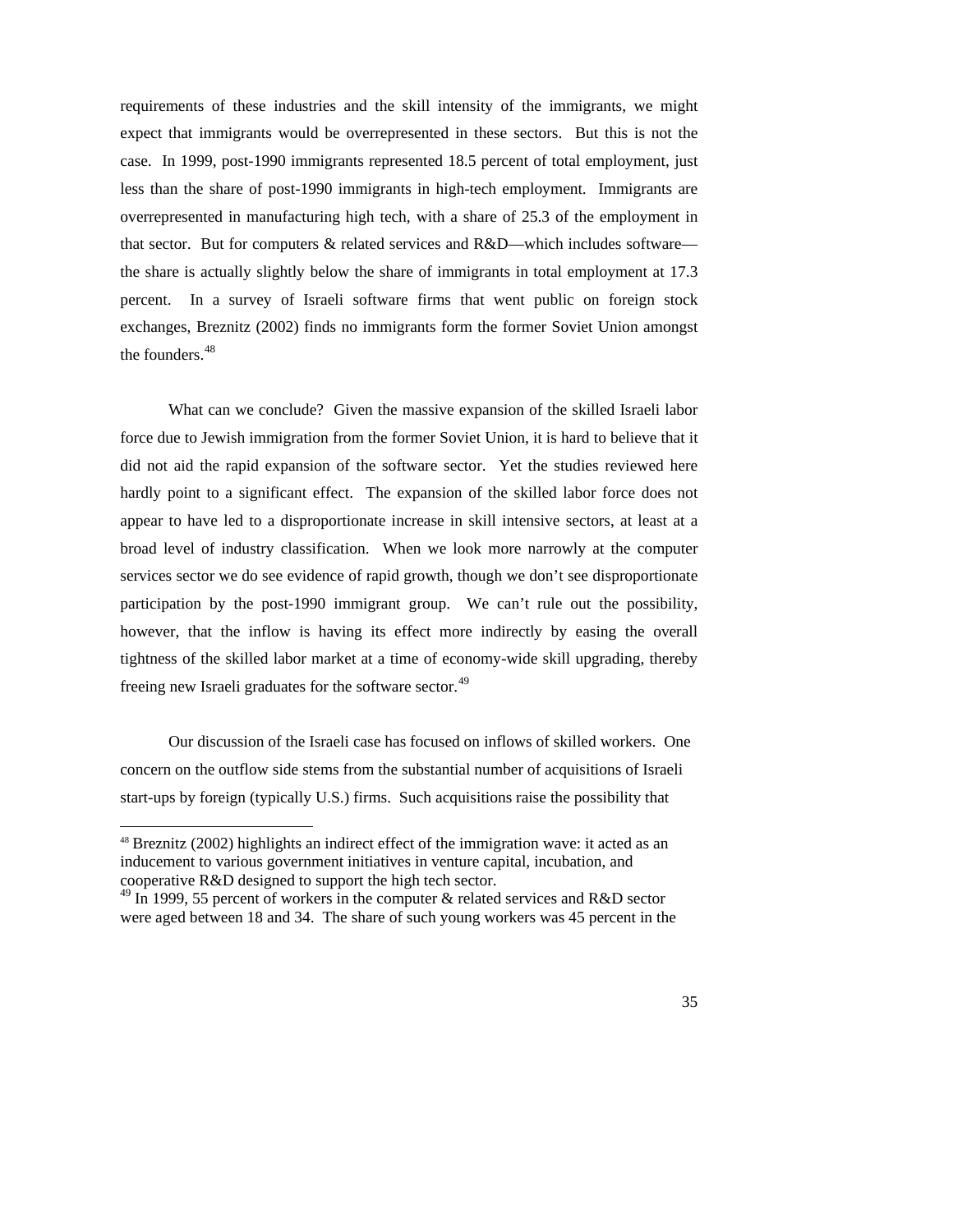requirements of these industries and the skill intensity of the immigrants, we might expect that immigrants would be overrepresented in these sectors. But this is not the case. In 1999, post-1990 immigrants represented 18.5 percent of total employment, just less than the share of post-1990 immigrants in high-tech employment. Immigrants are overrepresented in manufacturing high tech, with a share of 25.3 of the employment in that sector. But for computers & related services and R&D—which includes software—the share is actually slightly below the share of immigrants in total employment at 17.3 percent. In a survey of Israeli software firms that went public on foreign stock exchanges, Breznitz (2002) finds no immigrants form the former Soviet Union amongst the founders.[48]

What can we conclude? Given the massive expansion of the skilled Israeli labor force due to Jewish immigration from the former Soviet Union, it is hard to believe that it did not aid the rapid expansion of the software sector. Yet the studies reviewed here hardly point to a significant effect. The expansion of the skilled labor force does not appear to have led to a disproportionate increase in skill intensive sectors, at least at a broad level of industry classification. When we look more narrowly at the computer services sector we do see evidence of rapid growth, though we don't see disproportionate participation by the post-1990 immigrant group. We can't rule out the possibility, however, that the inflow is having its effect more indirectly by easing the overall tightness of the skilled labor market at a time of economy-wide skill upgrading, thereby freeing new Israeli graduates for the software sector.[49]

Our discussion of the Israeli case has focused on inflows of skilled workers. One concern on the outflow side stems from the substantial number of acquisitions of Israeli start-ups by foreign (typically U.S.) firms. Such acquisitions raise the possibility that

---

[48] Breznitz (2002) highlights an indirect effect of the immigration wave: it acted as an inducement to various government initiatives in venture capital, incubation, and cooperative R&D designed to support the high tech sector.

[49] In 1999, 55 percent of workers in the computer & related services and R&D sector were aged between 18 and 34. The share of such young workers was 45 percent in the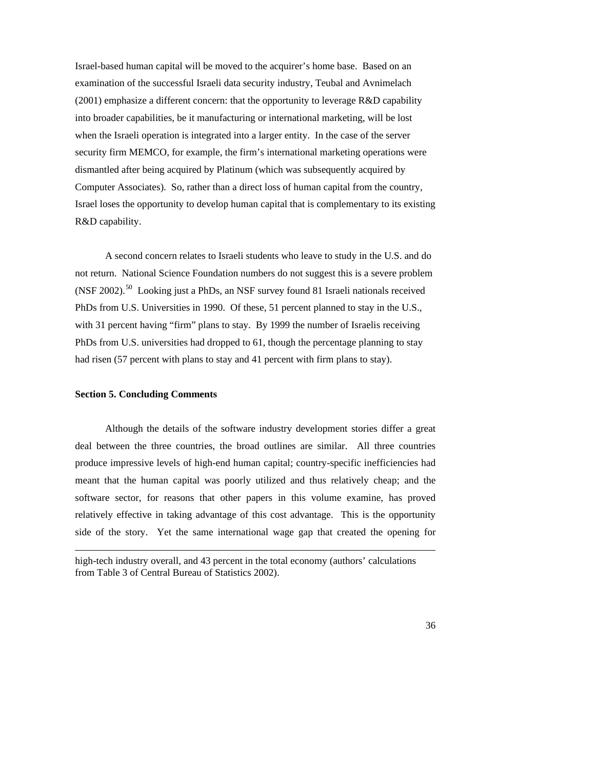Israel-based human capital will be moved to the acquirer's home base. Based on an examination of the successful Israeli data security industry, Teubal and Avnimelach (2001) emphasize a different concern: that the opportunity to leverage R&D capability into broader capabilities, be it manufacturing or international marketing, will be lost when the Israeli operation is integrated into a larger entity. In the case of the server security firm MEMCO, for example, the firm's international marketing operations were dismantled after being acquired by Platinum (which was subsequently acquired by Computer Associates). So, rather than a direct loss of human capital from the country, Israel loses the opportunity to develop human capital that is complementary to its existing R&D capability.

A second concern relates to Israeli students who leave to study in the U.S. and do not return. National Science Foundation numbers do not suggest this is a severe problem (NSF 2002).[50] Looking just a PhDs, an NSF survey found 81 Israeli nationals received PhDs from U.S. Universities in 1990. Of these, 51 percent planned to stay in the U.S., with 31 percent having "firm" plans to stay. By 1999 the number of Israelis receiving PhDs from U.S. universities had dropped to 61, though the percentage planning to stay had risen (57 percent with plans to stay and 41 percent with firm plans to stay).

**Section 5. Concluding Comments**

Although the details of the software industry development stories differ a great deal between the three countries, the broad outlines are similar. All three countries produce impressive levels of high-end human capital; country-specific inefficiencies had meant that the human capital was poorly utilized and thus relatively cheap; and the software sector, for reasons that other papers in this volume examine, has proved relatively effective in taking advantage of this cost advantage. This is the opportunity side of the story. Yet the same international wage gap that created the opening for

---

high-tech industry overall, and 43 percent in the total economy (authors' calculations from Table 3 of Central Bureau of Statistics 2002).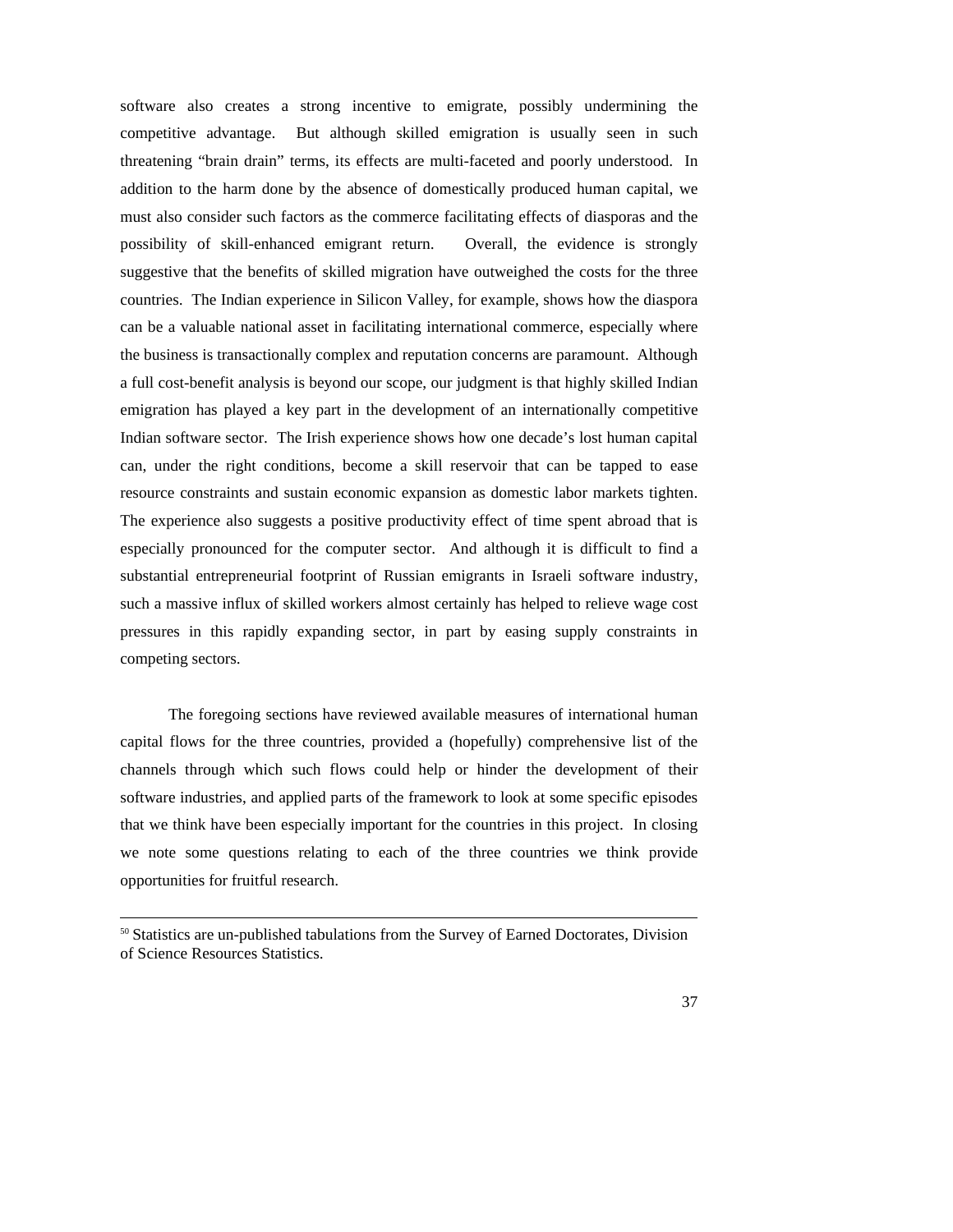software also creates a strong incentive to emigrate, possibly undermining the competitive advantage. But although skilled emigration is usually seen in such threatening "brain drain" terms, its effects are multi-faceted and poorly understood. In addition to the harm done by the absence of domestically produced human capital, we must also consider such factors as the commerce facilitating effects of diasporas and the possibility of skill-enhanced emigrant return. Overall, the evidence is strongly suggestive that the benefits of skilled migration have outweighed the costs for the three countries. The Indian experience in Silicon Valley, for example, shows how the diaspora can be a valuable national asset in facilitating international commerce, especially where the business is transactionally complex and reputation concerns are paramount. Although a full cost-benefit analysis is beyond our scope, our judgment is that highly skilled Indian emigration has played a key part in the development of an internationally competitive Indian software sector. The Irish experience shows how one decade's lost human capital can, under the right conditions, become a skill reservoir that can be tapped to ease resource constraints and sustain economic expansion as domestic labor markets tighten. The experience also suggests a positive productivity effect of time spent abroad that is especially pronounced for the computer sector. And although it is difficult to find a substantial entrepreneurial footprint of Russian emigrants in Israeli software industry, such a massive influx of skilled workers almost certainly has helped to relieve wage cost pressures in this rapidly expanding sector, in part by easing supply constraints in competing sectors.

The foregoing sections have reviewed available measures of international human capital flows for the three countries, provided a (hopefully) comprehensive list of the channels through which such flows could help or hinder the development of their software industries, and applied parts of the framework to look at some specific episodes that we think have been especially important for the countries in this project. In closing we note some questions relating to each of the three countries we think provide opportunities for fruitful research.

---

[50] Statistics are un-published tabulations from the Survey of Earned Doctorates, Division of Science Resources Statistics.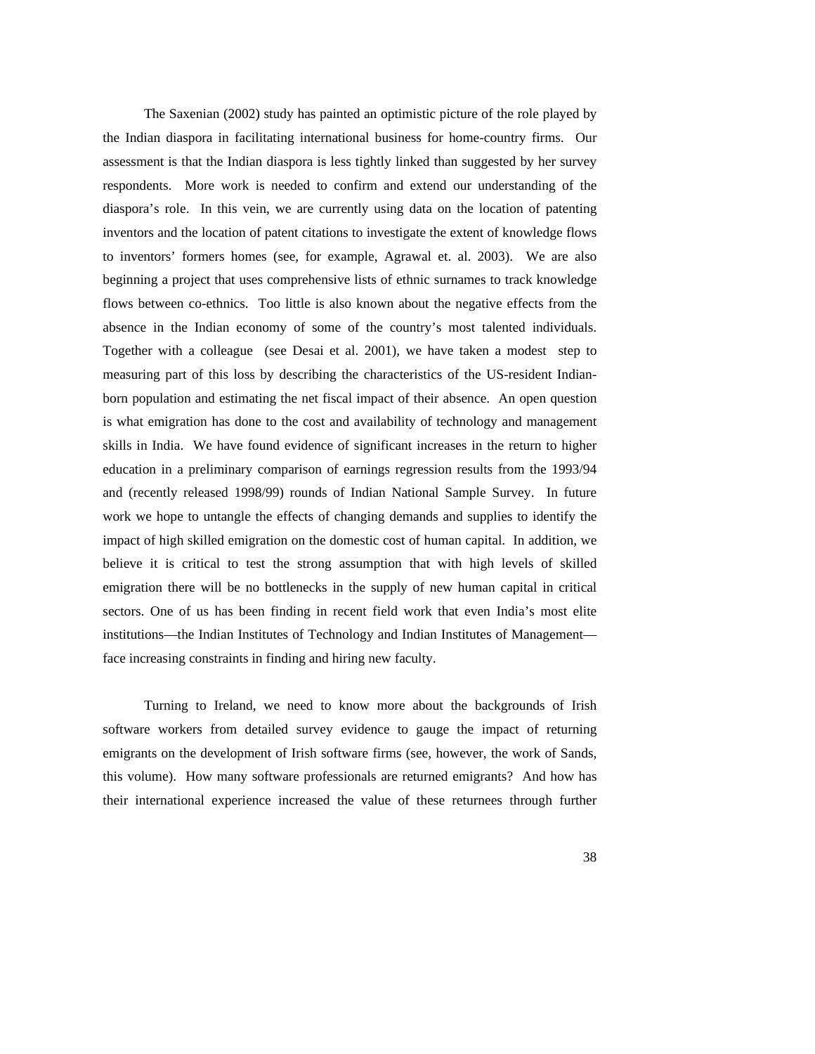The Saxenian (2002) study has painted an optimistic picture of the role played by the Indian diaspora in facilitating international business for home-country firms. Our assessment is that the Indian diaspora is less tightly linked than suggested by her survey respondents. More work is needed to confirm and extend our understanding of the diaspora's role. In this vein, we are currently using data on the location of patenting inventors and the location of patent citations to investigate the extent of knowledge flows to inventors' formers homes (see, for example, Agrawal et. al. 2003). We are also beginning a project that uses comprehensive lists of ethnic surnames to track knowledge flows between co-ethnics. Too little is also known about the negative effects from the absence in the Indian economy of some of the country's most talented individuals. Together with a colleague (see Desai et al. 2001), we have taken a modest step to measuring part of this loss by describing the characteristics of the US-resident Indian-born population and estimating the net fiscal impact of their absence. An open question is what emigration has done to the cost and availability of technology and management skills in India. We have found evidence of significant increases in the return to higher education in a preliminary comparison of earnings regression results from the 1993/94 and (recently released 1998/99) rounds of Indian National Sample Survey. In future work we hope to untangle the effects of changing demands and supplies to identify the impact of high skilled emigration on the domestic cost of human capital. In addition, we believe it is critical to test the strong assumption that with high levels of skilled emigration there will be no bottlenecks in the supply of new human capital in critical sectors. One of us has been finding in recent field work that even India's most elite institutions—the Indian Institutes of Technology and Indian Institutes of Management—face increasing constraints in finding and hiring new faculty.

Turning to Ireland, we need to know more about the backgrounds of Irish software workers from detailed survey evidence to gauge the impact of returning emigrants on the development of Irish software firms (see, however, the work of Sands, this volume). How many software professionals are returned emigrants? And how has their international experience increased the value of these returnees through further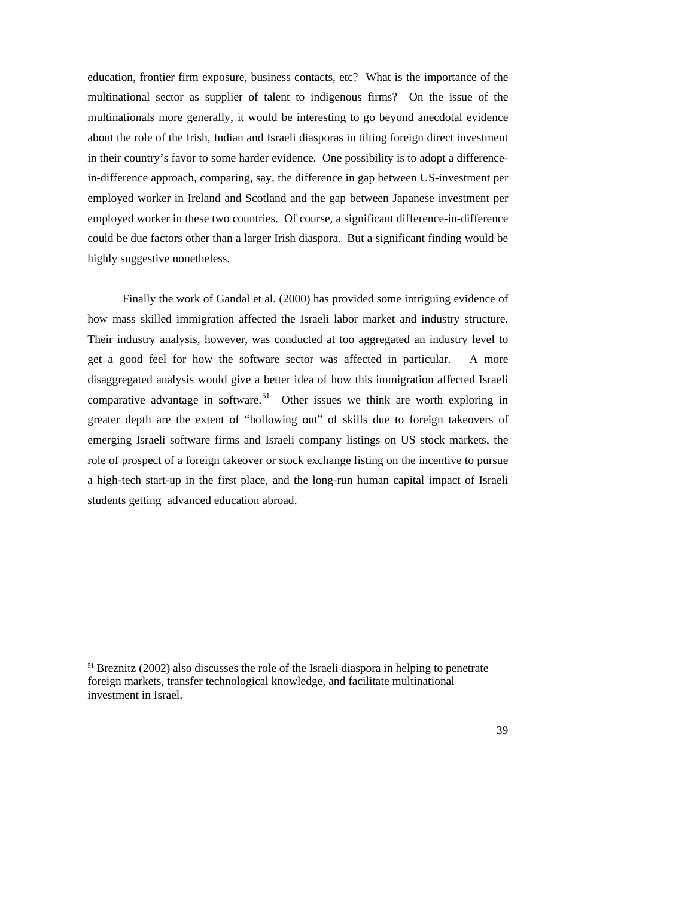education, frontier firm exposure, business contacts, etc? What is the importance of the multinational sector as supplier of talent to indigenous firms? On the issue of the multinationals more generally, it would be interesting to go beyond anecdotal evidence about the role of the Irish, Indian and Israeli diasporas in tilting foreign direct investment in their country's favor to some harder evidence. One possibility is to adopt a difference-in-difference approach, comparing, say, the difference in gap between US-investment per employed worker in Ireland and Scotland and the gap between Japanese investment per employed worker in these two countries. Of course, a significant difference-in-difference could be due factors other than a larger Irish diaspora. But a significant finding would be highly suggestive nonetheless.

Finally the work of Gandal et al. (2000) has provided some intriguing evidence of how mass skilled immigration affected the Israeli labor market and industry structure. Their industry analysis, however, was conducted at too aggregated an industry level to get a good feel for how the software sector was affected in particular. A more disaggregated analysis would give a better idea of how this immigration affected Israeli comparative advantage in software.[51] Other issues we think are worth exploring in greater depth are the extent of "hollowing out" of skills due to foreign takeovers of emerging Israeli software firms and Israeli company listings on US stock markets, the role of prospect of a foreign takeover or stock exchange listing on the incentive to pursue a high-tech start-up in the first place, and the long-run human capital impact of Israeli students getting advanced education abroad.

---

[51] Breznitz (2002) also discusses the role of the Israeli diaspora in helping to penetrate foreign markets, transfer technological knowledge, and facilitate multinational investment in Israel.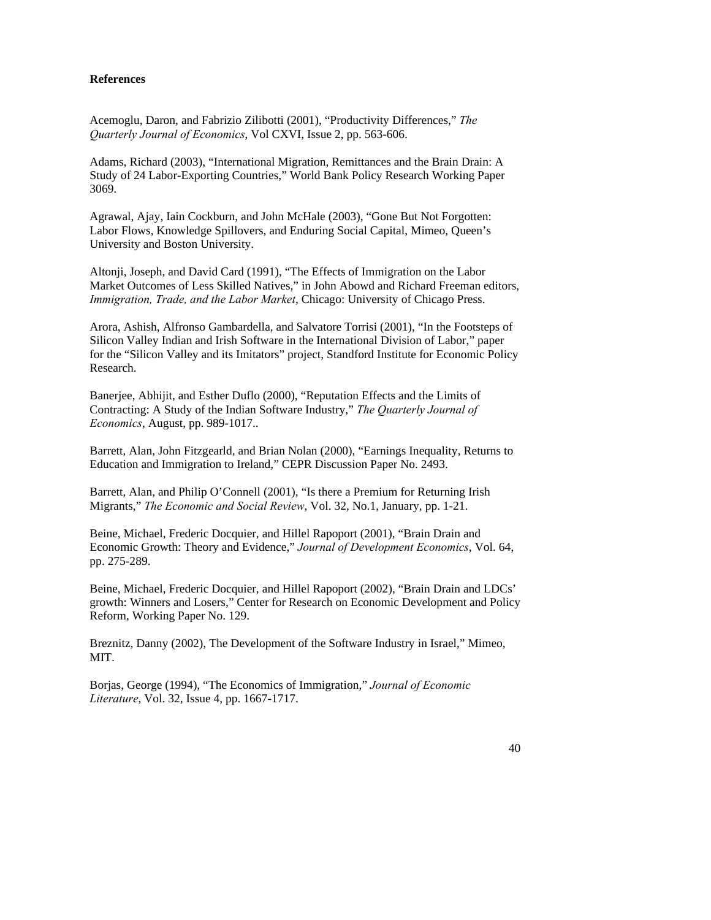**References**

Acemoglu, Daron, and Fabrizio Zilibotti (2001), "Productivity Differences," *The Quarterly Journal of Economics*, Vol CXVI, Issue 2, pp. 563-606.

Adams, Richard (2003), "International Migration, Remittances and the Brain Drain: A Study of 24 Labor-Exporting Countries," World Bank Policy Research Working Paper 3069.

Agrawal, Ajay, Iain Cockburn, and John McHale (2003), "Gone But Not Forgotten: Labor Flows, Knowledge Spillovers, and Enduring Social Capital, Mimeo, Queen's University and Boston University.

Altonji, Joseph, and David Card (1991), "The Effects of Immigration on the Labor Market Outcomes of Less Skilled Natives," in John Abowd and Richard Freeman editors, *Immigration, Trade, and the Labor Market*, Chicago: University of Chicago Press.

Arora, Ashish, Alfronso Gambardella, and Salvatore Torrisi (2001), "In the Footsteps of Silicon Valley Indian and Irish Software in the International Division of Labor," paper for the "Silicon Valley and its Imitators" project, Standford Institute for Economic Policy Research.

Banerjee, Abhijit, and Esther Duflo (2000), "Reputation Effects and the Limits of Contracting: A Study of the Indian Software Industry," *The Quarterly Journal of Economics*, August, pp. 989-1017..

Barrett, Alan, John Fitzgearld, and Brian Nolan (2000), "Earnings Inequality, Returns to Education and Immigration to Ireland," CEPR Discussion Paper No. 2493.

Barrett, Alan, and Philip O'Connell (2001), "Is there a Premium for Returning Irish Migrants," *The Economic and Social Review*, Vol. 32, No.1, January, pp. 1-21.

Beine, Michael, Frederic Docquier, and Hillel Rapoport (2001), "Brain Drain and Economic Growth: Theory and Evidence," *Journal of Development Economics*, Vol. 64, pp. 275-289.

Beine, Michael, Frederic Docquier, and Hillel Rapoport (2002), "Brain Drain and LDCs' growth: Winners and Losers," Center for Research on Economic Development and Policy Reform, Working Paper No. 129.

Breznitz, Danny (2002), The Development of the Software Industry in Israel," Mimeo, MIT.

Borjas, George (1994), "The Economics of Immigration," *Journal of Economic Literature*, Vol. 32, Issue 4, pp. 1667-1717.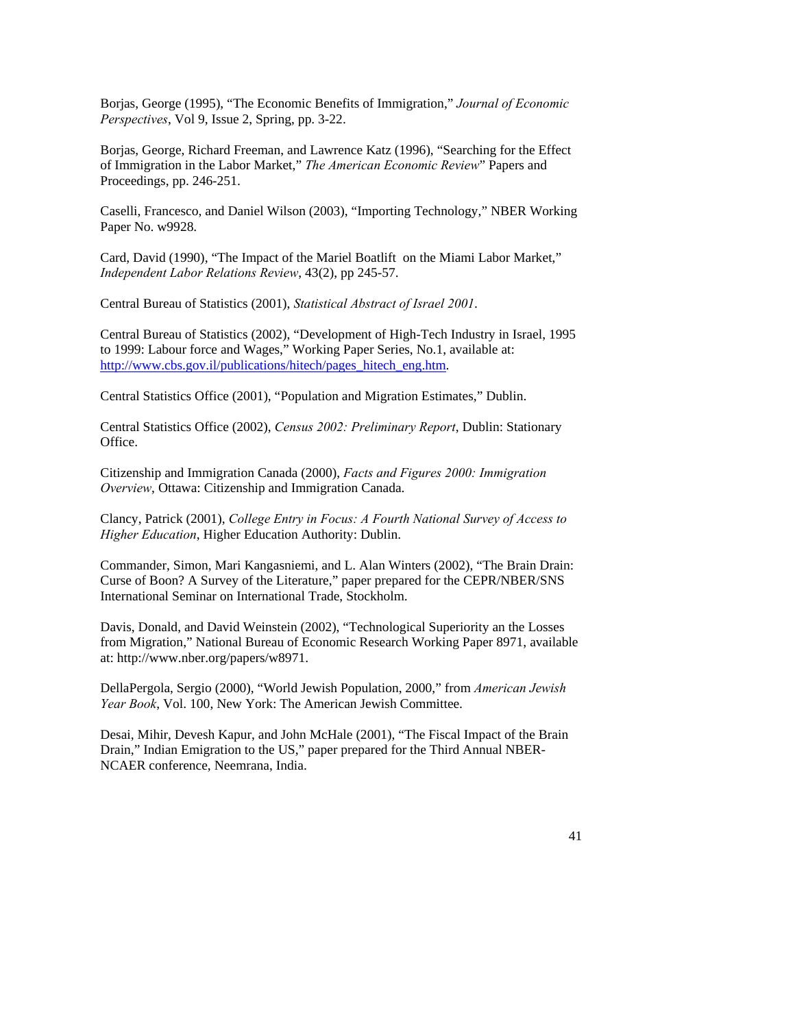Borjas, George (1995), "The Economic Benefits of Immigration," *Journal of Economic Perspectives*, Vol 9, Issue 2, Spring, pp. 3-22.

Borjas, George, Richard Freeman, and Lawrence Katz (1996), "Searching for the Effect of Immigration in the Labor Market," *The American Economic Review*" Papers and Proceedings, pp. 246-251.

Caselli, Francesco, and Daniel Wilson (2003), "Importing Technology," NBER Working Paper No. w9928.

Card, David (1990), "The Impact of the Mariel Boatlift  on the Miami Labor Market," *Independent Labor Relations Review*, 43(2), pp 245-57.

Central Bureau of Statistics (2001), *Statistical Abstract of Israel 2001*.

Central Bureau of Statistics (2002), "Development of High-Tech Industry in Israel, 1995 to 1999: Labour force and Wages," Working Paper Series, No.1, available at: http://www.cbs.gov.il/publications/hitech/pages_hitech_eng.htm.

Central Statistics Office (2001), "Population and Migration Estimates," Dublin.

Central Statistics Office (2002), *Census 2002: Preliminary Report*, Dublin: Stationary Office.

Citizenship and Immigration Canada (2000), *Facts and Figures 2000: Immigration Overview*, Ottawa: Citizenship and Immigration Canada.

Clancy, Patrick (2001), *College Entry in Focus: A Fourth National Survey of Access to Higher Education*, Higher Education Authority: Dublin.

Commander, Simon, Mari Kangasniemi, and L. Alan Winters (2002), "The Brain Drain: Curse of Boon? A Survey of the Literature," paper prepared for the CEPR/NBER/SNS International Seminar on International Trade, Stockholm.

Davis, Donald, and David Weinstein (2002), "Technological Superiority an the Losses from Migration," National Bureau of Economic Research Working Paper 8971, available at: http://www.nber.org/papers/w8971.

DellaPergola, Sergio (2000), "World Jewish Population, 2000," from *American Jewish Year Book*, Vol. 100, New York: The American Jewish Committee.

Desai, Mihir, Devesh Kapur, and John McHale (2001), "The Fiscal Impact of the Brain Drain," Indian Emigration to the US," paper prepared for the Third Annual NBER-NCAER conference, Neemrana, India.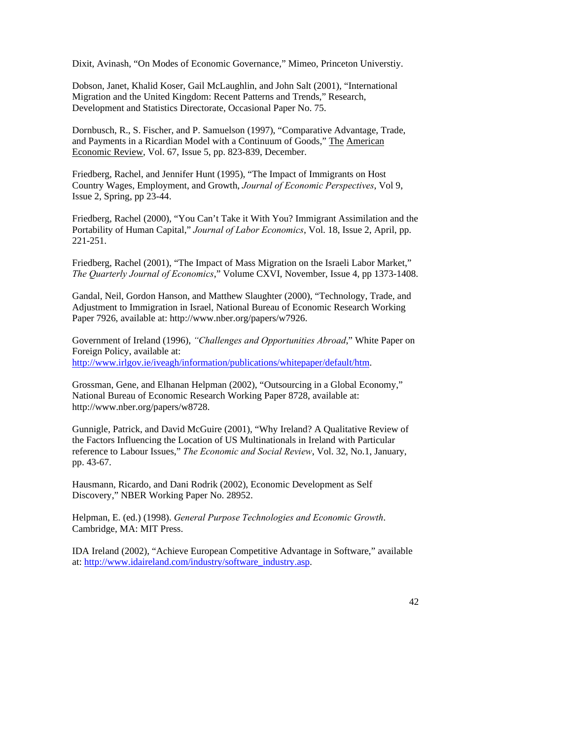Dixit, Avinash, “On Modes of Economic Governance,” Mimeo, Princeton Universtiy.

Dobson, Janet, Khalid Koser, Gail McLaughlin, and John Salt (2001), “International Migration and the United Kingdom: Recent Patterns and Trends,” Research, Development and Statistics Directorate, Occasional Paper No. 75.

Dornbusch, R., S. Fischer, and P. Samuelson (1997), “Comparative Advantage, Trade, and Payments in a Ricardian Model with a Continuum of Goods,” The American Economic Review, Vol. 67, Issue 5, pp. 823-839, December.

Friedberg, Rachel, and Jennifer Hunt (1995), “The Impact of Immigrants on Host Country Wages, Employment, and Growth, *Journal of Economic Perspectives*, Vol 9, Issue 2, Spring, pp 23-44.

Friedberg, Rachel (2000), “You Can’t Take it With You? Immigrant Assimilation and the Portability of Human Capital,” *Journal of Labor Economics*, Vol. 18, Issue 2, April, pp. 221-251.

Friedberg, Rachel (2001), “The Impact of Mass Migration on the Israeli Labor Market,” *The Quarterly Journal of Economics*,” Volume CXVI, November, Issue 4, pp 1373-1408.

Gandal, Neil, Gordon Hanson, and Matthew Slaughter (2000), “Technology, Trade, and Adjustment to Immigration in Israel, National Bureau of Economic Research Working Paper 7926, available at: http://www.nber.org/papers/w7926.

Government of Ireland (1996), *“Challenges and Opportunities Abroad*,” White Paper on Foreign Policy, available at: http://www.irlgov.ie/iveagh/information/publications/whitepaper/default/htm.

Grossman, Gene, and Elhanan Helpman (2002), “Outsourcing in a Global Economy,” National Bureau of Economic Research Working Paper 8728, available at: http://www.nber.org/papers/w8728.

Gunnigle, Patrick, and David McGuire (2001), “Why Ireland? A Qualitative Review of the Factors Influencing the Location of US Multinationals in Ireland with Particular reference to Labour Issues,” *The Economic and Social Review*, Vol. 32, No.1, January, pp. 43-67.

Hausmann, Ricardo, and Dani Rodrik (2002), Economic Development as Self Discovery,” NBER Working Paper No. 28952.

Helpman, E. (ed.) (1998). *General Purpose Technologies and Economic Growth*. Cambridge, MA: MIT Press.

IDA Ireland (2002), “Achieve European Competitive Advantage in Software,” available at: http://www.idaireland.com/industry/software_industry.asp.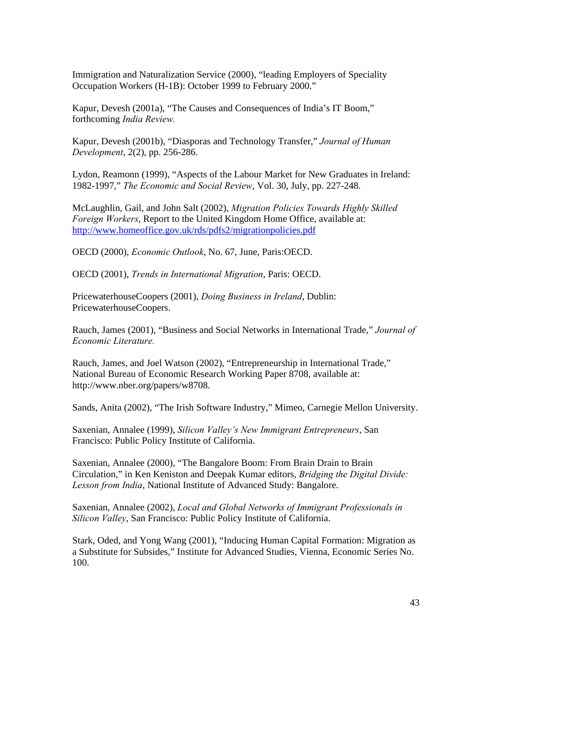Immigration and Naturalization Service (2000), "leading Employers of Speciality Occupation Workers (H-1B): October 1999 to February 2000."

Kapur, Devesh (2001a), "The Causes and Consequences of India's IT Boom," forthcoming *India Review.*

Kapur, Devesh (2001b), "Diasporas and Technology Transfer," *Journal of Human Development*, 2(2), pp. 256-286.

Lydon, Reamonn (1999), "Aspects of the Labour Market for New Graduates in Ireland: 1982-1997," *The Economic and Social Review*, Vol. 30, July, pp. 227-248.

McLaughlin, Gail, and John Salt (2002), *Migration Policies Towards Highly Skilled Foreign Workers*, Report to the United Kingdom Home Office, available at: http://www.homeoffice.gov.uk/rds/pdfs2/migrationpolicies.pdf

OECD (2000), *Economic Outlook*, No. 67, June, Paris:OECD.

OECD (2001), *Trends in International Migration*, Paris: OECD.

PricewaterhouseCoopers (2001), *Doing Business in Ireland*, Dublin: PricewaterhouseCoopers.

Rauch, James (2001), "Business and Social Networks in International Trade," *Journal of Economic Literature.*

Rauch, James, and Joel Watson (2002), "Entrepreneurship in International Trade," National Bureau of Economic Research Working Paper 8708, available at: http://www.nber.org/papers/w8708.

Sands, Anita (2002), "The Irish Software Industry," Mimeo, Carnegie Mellon University.

Saxenian, Annalee (1999), *Silicon Valley's New Immigrant Entrepreneurs*, San Francisco: Public Policy Institute of California.

Saxenian, Annalee (2000), "The Bangalore Boom: From Brain Drain to Brain Circulation," in Ken Keniston and Deepak Kumar editors, *Bridging the Digital Divide: Lesson from India*, National Institute of Advanced Study: Bangalore.

Saxenian, Annalee (2002), *Local and Global Networks of Immigrant Professionals in Silicon Valley*, San Francisco: Public Policy Institute of California.

Stark, Oded, and Yong Wang (2001), "Inducing Human Capital Formation: Migration as a Substitute for Subsides," Institute for Advanced Studies, Vienna, Economic Series No. 100.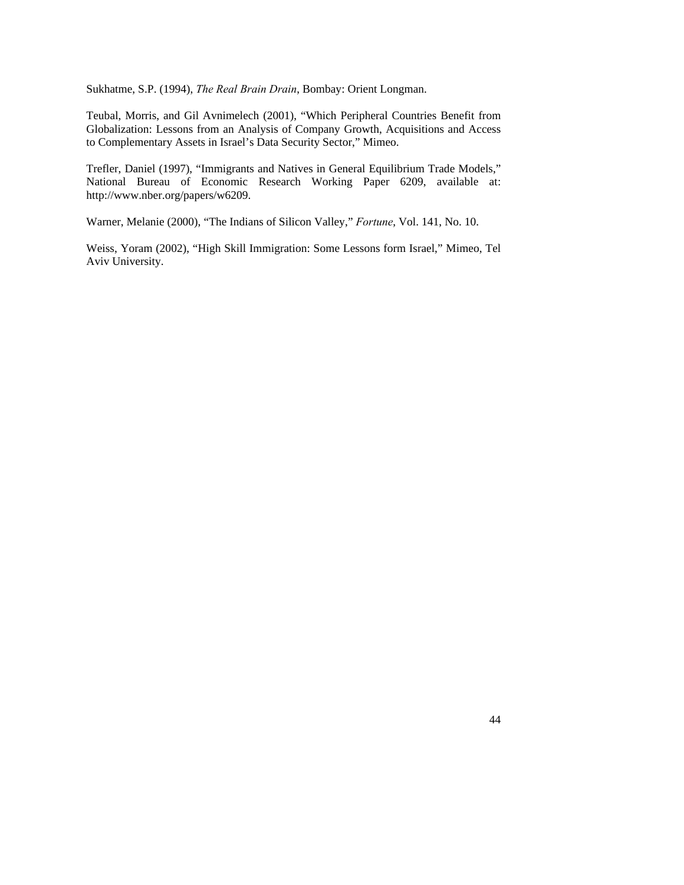Sukhatme, S.P. (1994), *The Real Brain Drain*, Bombay: Orient Longman.

Teubal, Morris, and Gil Avnimelech (2001), "Which Peripheral Countries Benefit from Globalization: Lessons from an Analysis of Company Growth, Acquisitions and Access to Complementary Assets in Israel's Data Security Sector," Mimeo.

Trefler, Daniel (1997), "Immigrants and Natives in General Equilibrium Trade Models," National Bureau of Economic Research Working Paper 6209, available at: http://www.nber.org/papers/w6209.

Warner, Melanie (2000), "The Indians of Silicon Valley," *Fortune*, Vol. 141, No. 10.

Weiss, Yoram (2002), "High Skill Immigration: Some Lessons form Israel," Mimeo, Tel Aviv University.